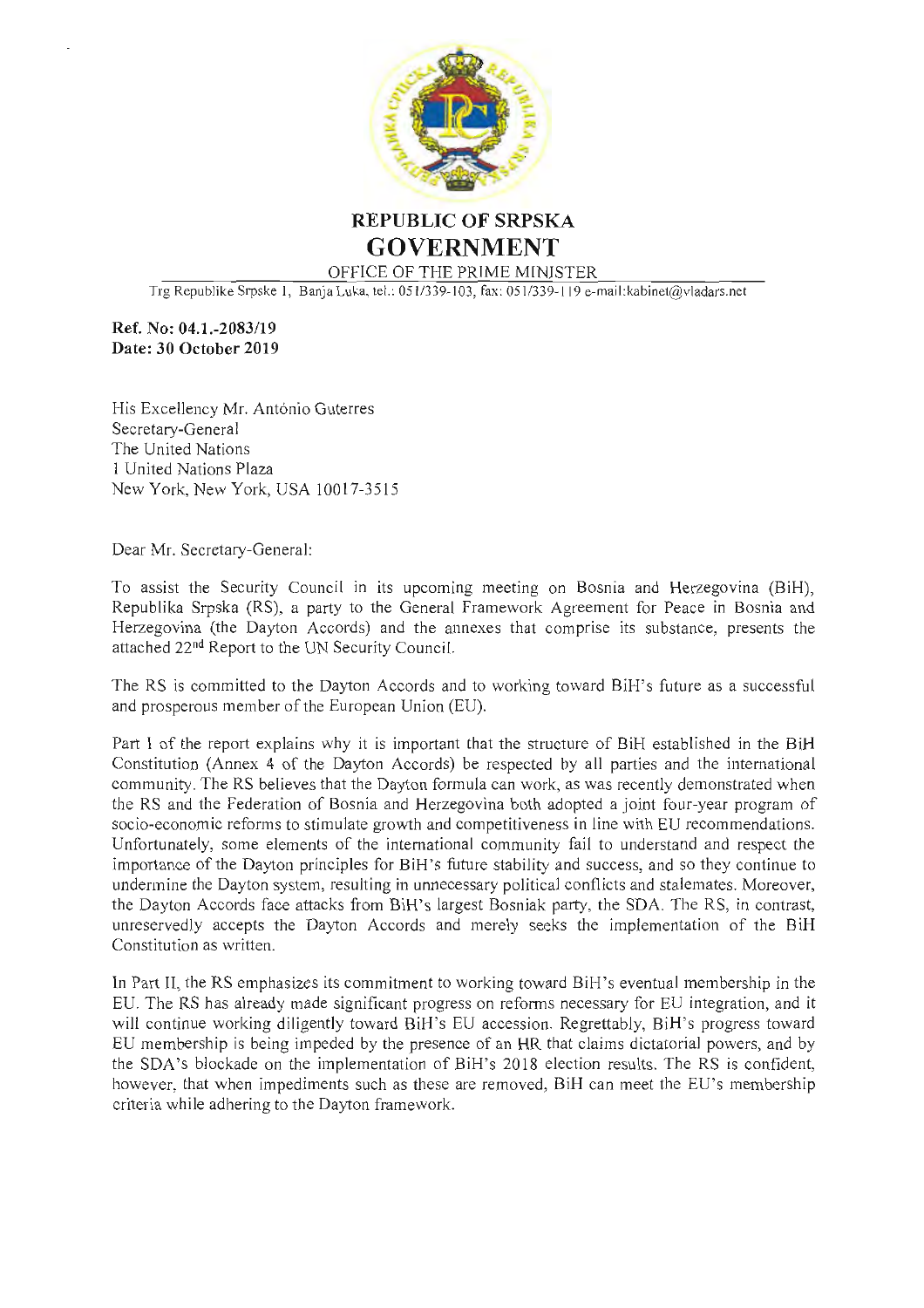# REPUBLIC OF SRPSKA
# GOVERNMENT

OFFICE OF THE PRIME MINISTER

Trg Republike Srpske 1, Banja Luka, tel.: 051/339-103, fax: 051/339-119 e-mail:kabinet@vladars.net

**Ref. No: 04.1.-2083/19**
**Date: 30 October 2019**

His Excellency Mr. António Guterres
Secretary-General
The United Nations
1 United Nations Plaza
New York, New York, USA 10017-3515

Dear Mr. Secretary-General:

To assist the Security Council in its upcoming meeting on Bosnia and Herzegovina (BiH), Republika Srpska (RS), a party to the General Framework Agreement for Peace in Bosnia and Herzegovina (the Dayton Accords) and the annexes that comprise its substance, presents the attached 22nd Report to the UN Security Council.

The RS is committed to the Dayton Accords and to working toward BiH's future as a successful and prosperous member of the European Union (EU).

Part I of the report explains why it is important that the structure of BiH established in the BiH Constitution (Annex 4 of the Dayton Accords) be respected by all parties and the international community. The RS believes that the Dayton formula can work, as was recently demonstrated when the RS and the Federation of Bosnia and Herzegovina both adopted a joint four-year program of socio-economic reforms to stimulate growth and competitiveness in line with EU recommendations. Unfortunately, some elements of the international community fail to understand and respect the importance of the Dayton principles for BiH's future stability and success, and so they continue to undermine the Dayton system, resulting in unnecessary political conflicts and stalemates. Moreover, the Dayton Accords face attacks from BiH's largest Bosniak party, the SDA. The RS, in contrast, unreservedly accepts the Dayton Accords and merely seeks the implementation of the BiH Constitution as written.

In Part II, the RS emphasizes its commitment to working toward BiH's eventual membership in the EU. The RS has already made significant progress on reforms necessary for EU integration, and it will continue working diligently toward BiH's EU accession. Regrettably, BiH's progress toward EU membership is being impeded by the presence of an HR that claims dictatorial powers, and by the SDA's blockade on the implementation of BiH's 2018 election results. The RS is confident, however, that when impediments such as these are removed, BiH can meet the EU's membership criteria while adhering to the Dayton framework.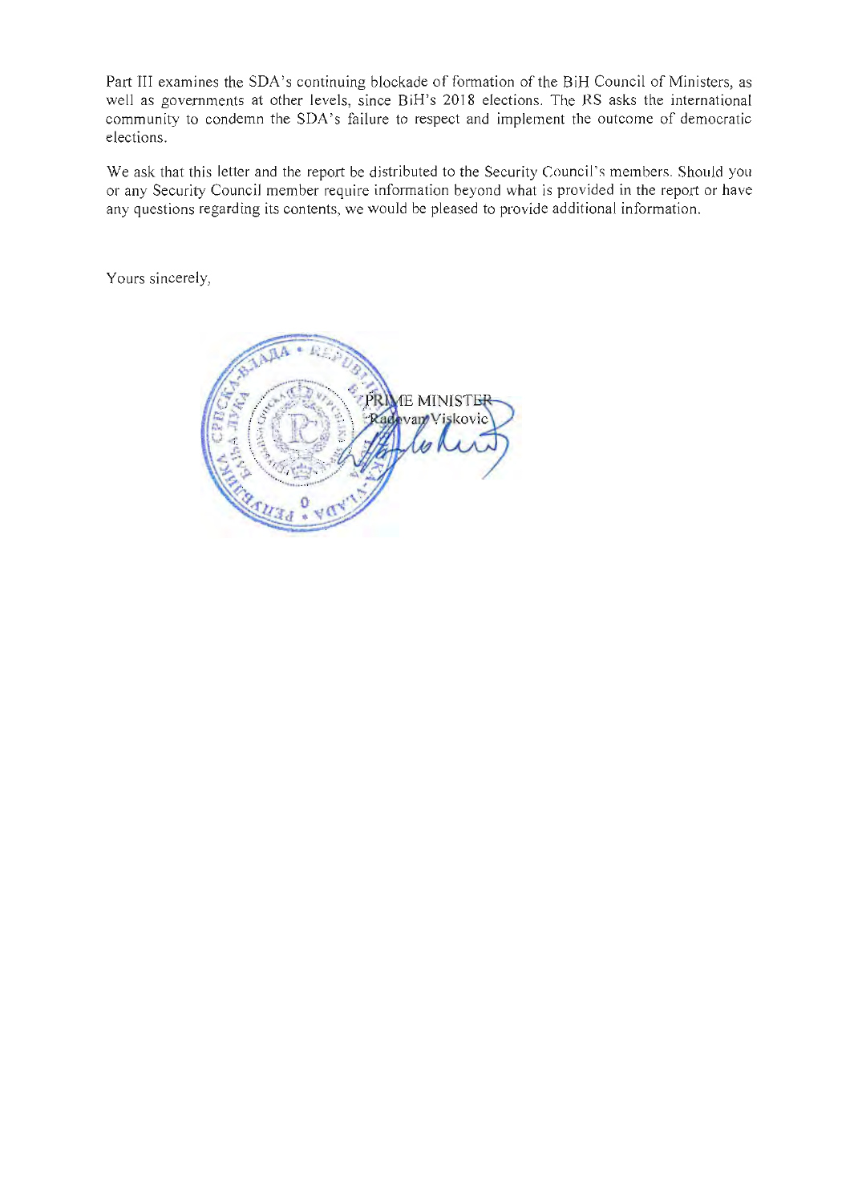Part III examines the SDA's continuing blockade of formation of the BiH Council of Ministers, as well as governments at other levels, since BiH's 2018 elections. The RS asks the international community to condemn the SDA's failure to respect and implement the outcome of democratic elections.

We ask that this letter and the report be distributed to the Security Council's members. Should you or any Security Council member require information beyond what is provided in the report or have any questions regarding its contents, we would be pleased to provide additional information.

Yours sincerely,

PRIME MINISTER
Radovan Viskovic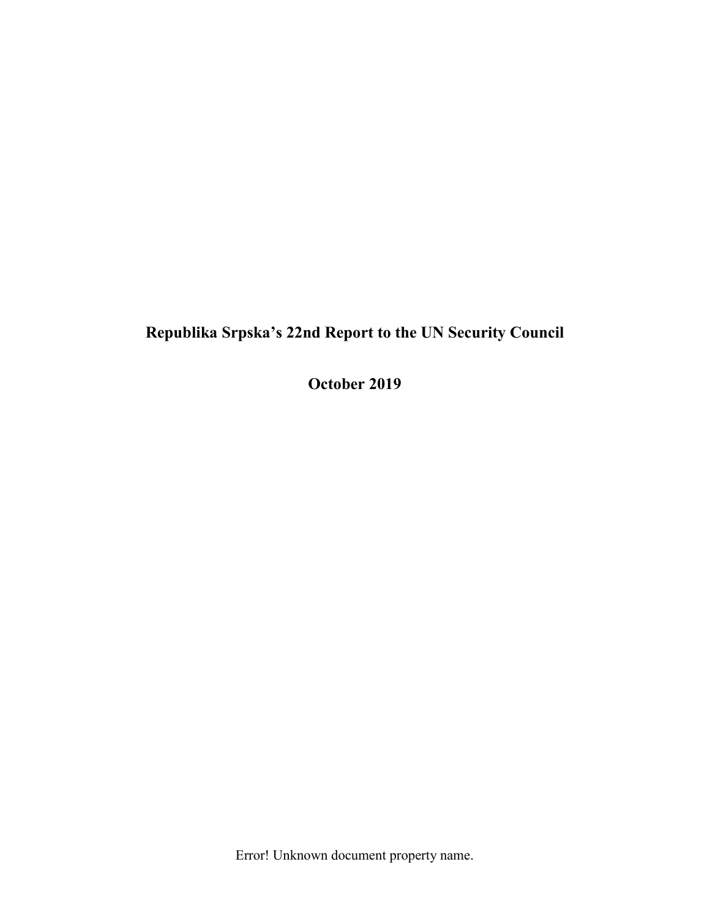# Republika Srpska's 22nd Report to the UN Security Council

## October 2019

Error! Unknown document property name.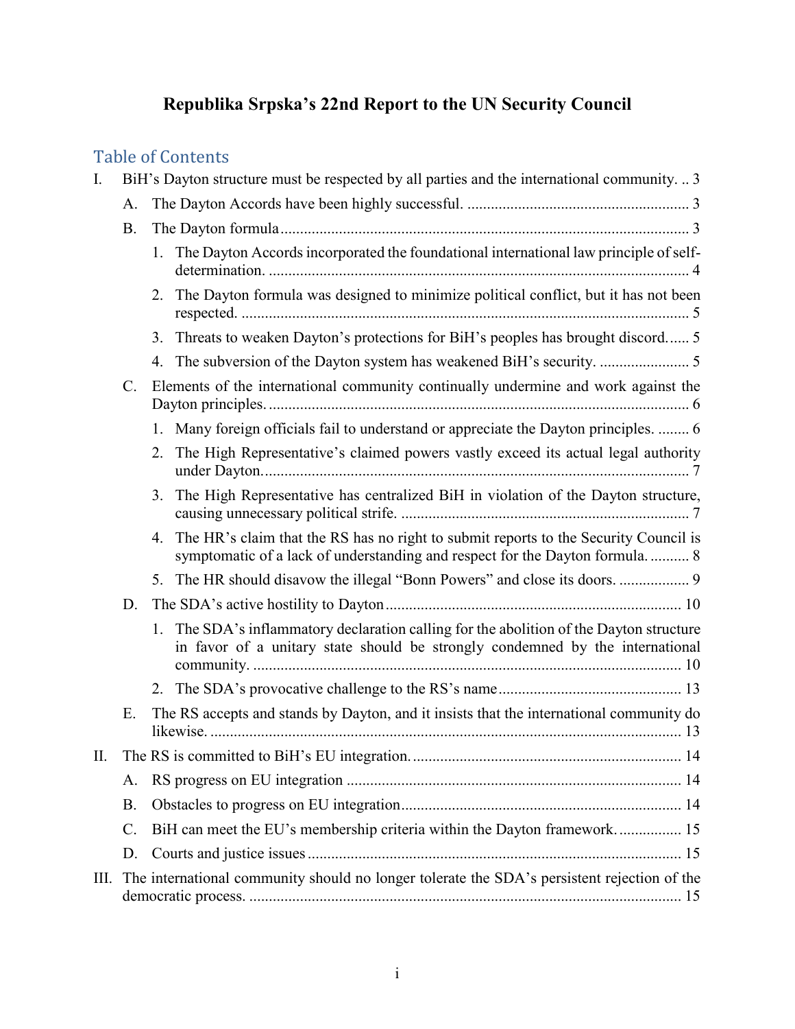# Republika Srpska's 22nd Report to the UN Security Council

## Table of Contents

I. BiH's Dayton structure must be respected by all parties and the international community. .. 3

- A. The Dayton Accords have been highly successful. ......... 3
- B. The Dayton formula ......... 3
  1. The Dayton Accords incorporated the foundational international law principle of self-determination. ......... 4
  2. The Dayton formula was designed to minimize political conflict, but it has not been respected. ......... 5
  3. Threats to weaken Dayton's protections for BiH's peoples has brought discord...... 5
  4. The subversion of the Dayton system has weakened BiH's security. ......... 5
- C. Elements of the international community continually undermine and work against the Dayton principles. ......... 6
  1. Many foreign officials fail to understand or appreciate the Dayton principles. ........ 6
  2. The High Representative's claimed powers vastly exceed its actual legal authority under Dayton. ......... 7
  3. The High Representative has centralized BiH in violation of the Dayton structure, causing unnecessary political strife. ......... 7
  4. The HR's claim that the RS has no right to submit reports to the Security Council is symptomatic of a lack of understanding and respect for the Dayton formula. .......... 8
  5. The HR should disavow the illegal "Bonn Powers" and close its doors. ......... 9
- D. The SDA's active hostility to Dayton ......... 10
  1. The SDA's inflammatory declaration calling for the abolition of the Dayton structure in favor of a unitary state should be strongly condemned by the international community. ......... 10
  2. The SDA's provocative challenge to the RS's name ......... 13
- E. The RS accepts and stands by Dayton, and it insists that the international community do likewise. ......... 13

II. The RS is committed to BiH's EU integration. ......... 14

- A. RS progress on EU integration ......... 14
- B. Obstacles to progress on EU integration ......... 14
- C. BiH can meet the EU's membership criteria within the Dayton framework. ......... 15
- D. Courts and justice issues ......... 15

III. The international community should no longer tolerate the SDA's persistent rejection of the democratic process. ......... 15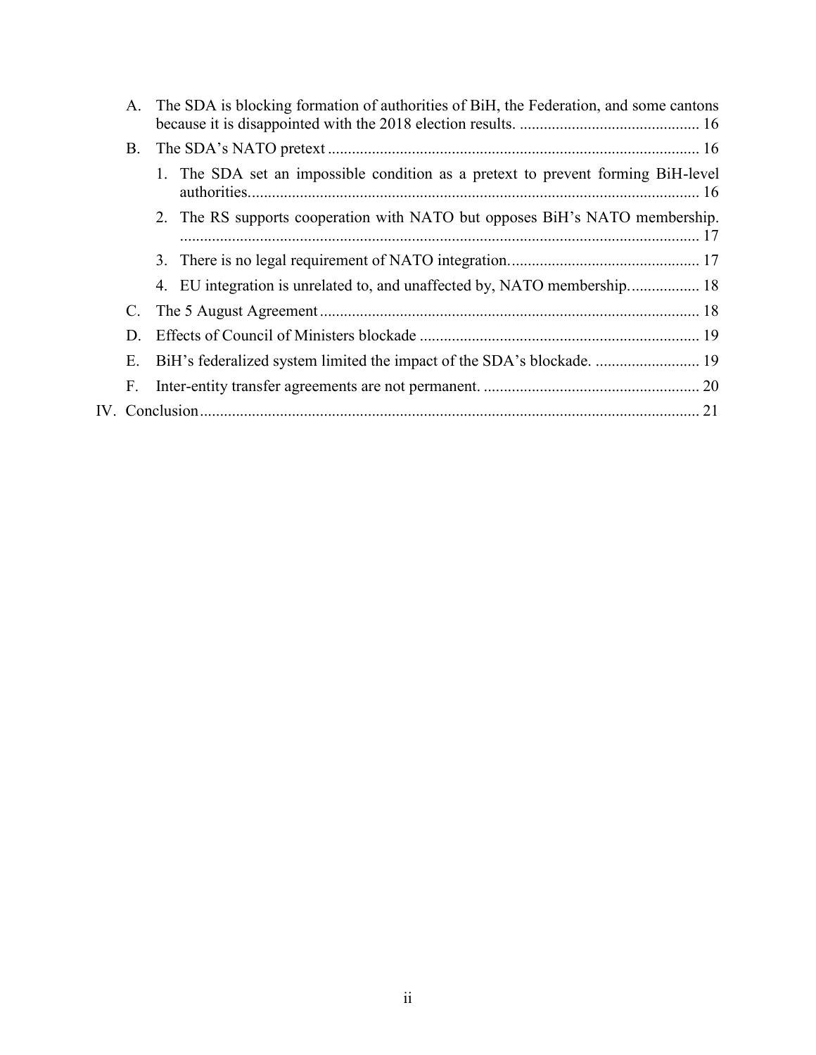A. The SDA is blocking formation of authorities of BiH, the Federation, and some cantons because it is disappointed with the 2018 election results. ............................................. 16

B. The SDA's NATO pretext ............................................................................................ 16

1. The SDA set an impossible condition as a pretext to prevent forming BiH-level authorities................................................................................................................ 16

2. The RS supports cooperation with NATO but opposes BiH's NATO membership. ................................................................................................................................. 17

3. There is no legal requirement of NATO integration................................................ 17

4. EU integration is unrelated to, and unaffected by, NATO membership.................. 18

C. The 5 August Agreement............................................................................................... 18

D. Effects of Council of Ministers blockade ...................................................................... 19

E. BiH's federalized system limited the impact of the SDA's blockade. .......................... 19

F. Inter-entity transfer agreements are not permanent. ...................................................... 20

IV. Conclusion............................................................................................................................ 21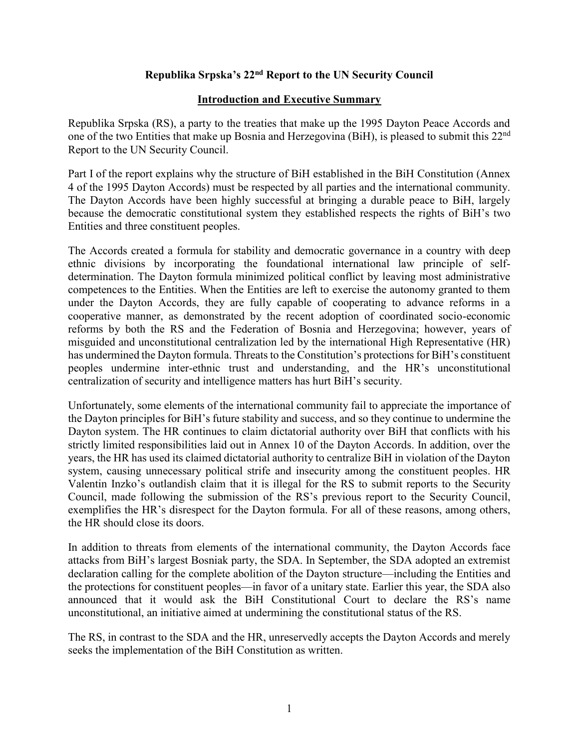**Republika Srpska's 22nd Report to the UN Security Council**

**Introduction and Executive Summary**

Republika Srpska (RS), a party to the treaties that make up the 1995 Dayton Peace Accords and one of the two Entities that make up Bosnia and Herzegovina (BiH), is pleased to submit this 22nd Report to the UN Security Council.

Part I of the report explains why the structure of BiH established in the BiH Constitution (Annex 4 of the 1995 Dayton Accords) must be respected by all parties and the international community. The Dayton Accords have been highly successful at bringing a durable peace to BiH, largely because the democratic constitutional system they established respects the rights of BiH's two Entities and three constituent peoples.

The Accords created a formula for stability and democratic governance in a country with deep ethnic divisions by incorporating the foundational international law principle of self-determination. The Dayton formula minimized political conflict by leaving most administrative competences to the Entities. When the Entities are left to exercise the autonomy granted to them under the Dayton Accords, they are fully capable of cooperating to advance reforms in a cooperative manner, as demonstrated by the recent adoption of coordinated socio-economic reforms by both the RS and the Federation of Bosnia and Herzegovina; however, years of misguided and unconstitutional centralization led by the international High Representative (HR) has undermined the Dayton formula. Threats to the Constitution's protections for BiH's constituent peoples undermine inter-ethnic trust and understanding, and the HR's unconstitutional centralization of security and intelligence matters has hurt BiH's security.

Unfortunately, some elements of the international community fail to appreciate the importance of the Dayton principles for BiH's future stability and success, and so they continue to undermine the Dayton system. The HR continues to claim dictatorial authority over BiH that conflicts with his strictly limited responsibilities laid out in Annex 10 of the Dayton Accords. In addition, over the years, the HR has used its claimed dictatorial authority to centralize BiH in violation of the Dayton system, causing unnecessary political strife and insecurity among the constituent peoples. HR Valentin Inzko's outlandish claim that it is illegal for the RS to submit reports to the Security Council, made following the submission of the RS's previous report to the Security Council, exemplifies the HR's disrespect for the Dayton formula. For all of these reasons, among others, the HR should close its doors.

In addition to threats from elements of the international community, the Dayton Accords face attacks from BiH's largest Bosniak party, the SDA. In September, the SDA adopted an extremist declaration calling for the complete abolition of the Dayton structure—including the Entities and the protections for constituent peoples—in favor of a unitary state. Earlier this year, the SDA also announced that it would ask the BiH Constitutional Court to declare the RS's name unconstitutional, an initiative aimed at undermining the constitutional status of the RS.

The RS, in contrast to the SDA and the HR, unreservedly accepts the Dayton Accords and merely seeks the implementation of the BiH Constitution as written.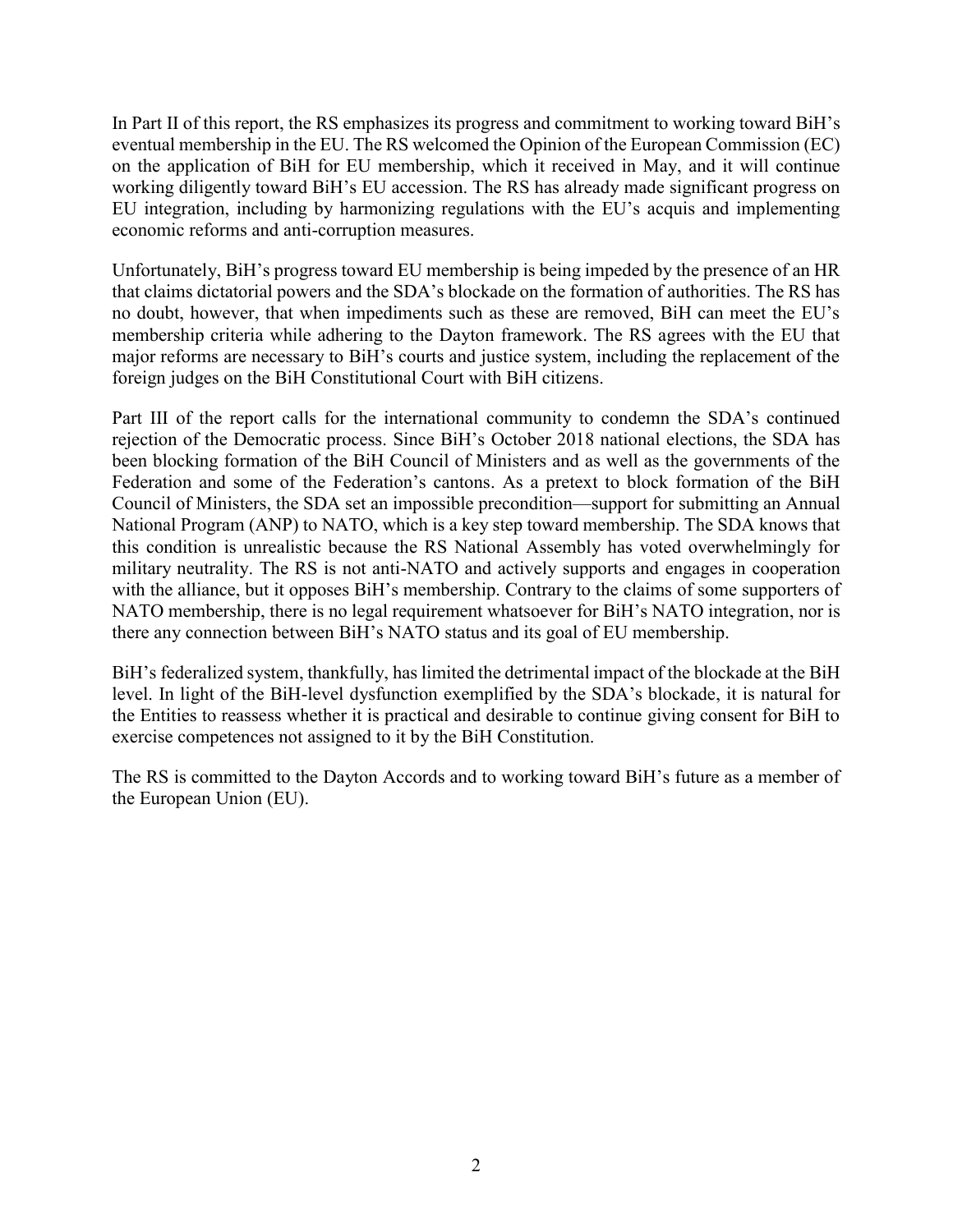In Part II of this report, the RS emphasizes its progress and commitment to working toward BiH's eventual membership in the EU. The RS welcomed the Opinion of the European Commission (EC) on the application of BiH for EU membership, which it received in May, and it will continue working diligently toward BiH's EU accession. The RS has already made significant progress on EU integration, including by harmonizing regulations with the EU's acquis and implementing economic reforms and anti-corruption measures.

Unfortunately, BiH's progress toward EU membership is being impeded by the presence of an HR that claims dictatorial powers and the SDA's blockade on the formation of authorities. The RS has no doubt, however, that when impediments such as these are removed, BiH can meet the EU's membership criteria while adhering to the Dayton framework. The RS agrees with the EU that major reforms are necessary to BiH's courts and justice system, including the replacement of the foreign judges on the BiH Constitutional Court with BiH citizens.

Part III of the report calls for the international community to condemn the SDA's continued rejection of the Democratic process. Since BiH's October 2018 national elections, the SDA has been blocking formation of the BiH Council of Ministers and as well as the governments of the Federation and some of the Federation's cantons. As a pretext to block formation of the BiH Council of Ministers, the SDA set an impossible precondition—support for submitting an Annual National Program (ANP) to NATO, which is a key step toward membership. The SDA knows that this condition is unrealistic because the RS National Assembly has voted overwhelmingly for military neutrality. The RS is not anti-NATO and actively supports and engages in cooperation with the alliance, but it opposes BiH's membership. Contrary to the claims of some supporters of NATO membership, there is no legal requirement whatsoever for BiH's NATO integration, nor is there any connection between BiH's NATO status and its goal of EU membership.

BiH's federalized system, thankfully, has limited the detrimental impact of the blockade at the BiH level. In light of the BiH-level dysfunction exemplified by the SDA's blockade, it is natural for the Entities to reassess whether it is practical and desirable to continue giving consent for BiH to exercise competences not assigned to it by the BiH Constitution.

The RS is committed to the Dayton Accords and to working toward BiH's future as a member of the European Union (EU).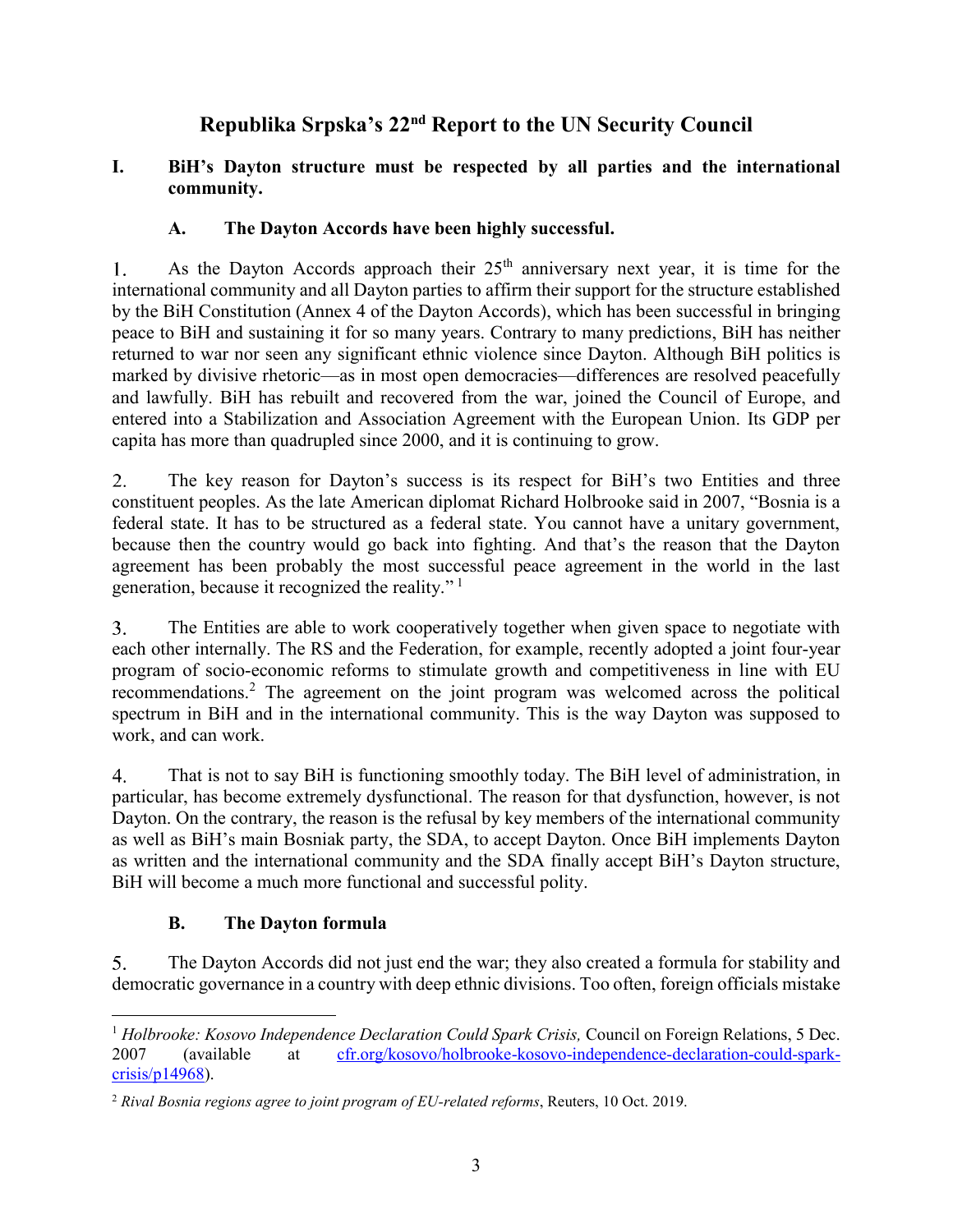# Republika Srpska's 22nd Report to the UN Security Council

## I. BiH's Dayton structure must be respected by all parties and the international community.

### A. The Dayton Accords have been highly successful.

1. As the Dayton Accords approach their 25th anniversary next year, it is time for the international community and all Dayton parties to affirm their support for the structure established by the BiH Constitution (Annex 4 of the Dayton Accords), which has been successful in bringing peace to BiH and sustaining it for so many years. Contrary to many predictions, BiH has neither returned to war nor seen any significant ethnic violence since Dayton. Although BiH politics is marked by divisive rhetoric—as in most open democracies—differences are resolved peacefully and lawfully. BiH has rebuilt and recovered from the war, joined the Council of Europe, and entered into a Stabilization and Association Agreement with the European Union. Its GDP per capita has more than quadrupled since 2000, and it is continuing to grow.

2. The key reason for Dayton's success is its respect for BiH's two Entities and three constituent peoples. As the late American diplomat Richard Holbrooke said in 2007, "Bosnia is a federal state. It has to be structured as a federal state. You cannot have a unitary government, because then the country would go back into fighting. And that's the reason that the Dayton agreement has been probably the most successful peace agreement in the world in the last generation, because it recognized the reality." [1]

3. The Entities are able to work cooperatively together when given space to negotiate with each other internally. The RS and the Federation, for example, recently adopted a joint four-year program of socio-economic reforms to stimulate growth and competitiveness in line with EU recommendations.[2] The agreement on the joint program was welcomed across the political spectrum in BiH and in the international community. This is the way Dayton was supposed to work, and can work.

4. That is not to say BiH is functioning smoothly today. The BiH level of administration, in particular, has become extremely dysfunctional. The reason for that dysfunction, however, is not Dayton. On the contrary, the reason is the refusal by key members of the international community as well as BiH's main Bosniak party, the SDA, to accept Dayton. Once BiH implements Dayton as written and the international community and the SDA finally accept BiH's Dayton structure, BiH will become a much more functional and successful polity.

### B. The Dayton formula

5. The Dayton Accords did not just end the war; they also created a formula for stability and democratic governance in a country with deep ethnic divisions. Too often, foreign officials mistake

---

[1] *Holbrooke: Kosovo Independence Declaration Could Spark Crisis,* Council on Foreign Relations, 5 Dec. 2007 (available at cfr.org/kosovo/holbrooke-kosovo-independence-declaration-could-spark-crisis/p14968).

[2] *Rival Bosnia regions agree to joint program of EU-related reforms*, Reuters, 10 Oct. 2019.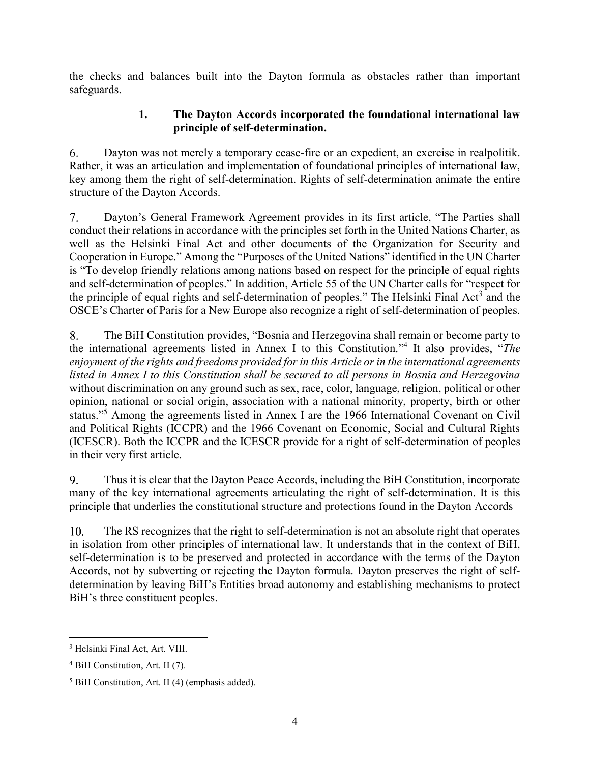the checks and balances built into the Dayton formula as obstacles rather than important safeguards.

### 1. The Dayton Accords incorporated the foundational international law principle of self-determination.

6. Dayton was not merely a temporary cease-fire or an expedient, an exercise in realpolitik. Rather, it was an articulation and implementation of foundational principles of international law, key among them the right of self-determination. Rights of self-determination animate the entire structure of the Dayton Accords.

7. Dayton's General Framework Agreement provides in its first article, "The Parties shall conduct their relations in accordance with the principles set forth in the United Nations Charter, as well as the Helsinki Final Act and other documents of the Organization for Security and Cooperation in Europe." Among the "Purposes of the United Nations" identified in the UN Charter is "To develop friendly relations among nations based on respect for the principle of equal rights and self-determination of peoples." In addition, Article 55 of the UN Charter calls for "respect for the principle of equal rights and self-determination of peoples." The Helsinki Final Act[3] and the OSCE's Charter of Paris for a New Europe also recognize a right of self-determination of peoples.

8. The BiH Constitution provides, "Bosnia and Herzegovina shall remain or become party to the international agreements listed in Annex I to this Constitution."[4] It also provides, "*The enjoyment of the rights and freedoms provided for in this Article or in the international agreements listed in Annex I to this Constitution shall be secured to all persons in Bosnia and Herzegovina* without discrimination on any ground such as sex, race, color, language, religion, political or other opinion, national or social origin, association with a national minority, property, birth or other status."[5] Among the agreements listed in Annex I are the 1966 International Covenant on Civil and Political Rights (ICCPR) and the 1966 Covenant on Economic, Social and Cultural Rights (ICESCR). Both the ICCPR and the ICESCR provide for a right of self-determination of peoples in their very first article.

9. Thus it is clear that the Dayton Peace Accords, including the BiH Constitution, incorporate many of the key international agreements articulating the right of self-determination. It is this principle that underlies the constitutional structure and protections found in the Dayton Accords

10. The RS recognizes that the right to self-determination is not an absolute right that operates in isolation from other principles of international law. It understands that in the context of BiH, self-determination is to be preserved and protected in accordance with the terms of the Dayton Accords, not by subverting or rejecting the Dayton formula. Dayton preserves the right of self-determination by leaving BiH's Entities broad autonomy and establishing mechanisms to protect BiH's three constituent peoples.

---

[3] Helsinki Final Act, Art. VIII.

[4] BiH Constitution, Art. II (7).

[5] BiH Constitution, Art. II (4) (emphasis added).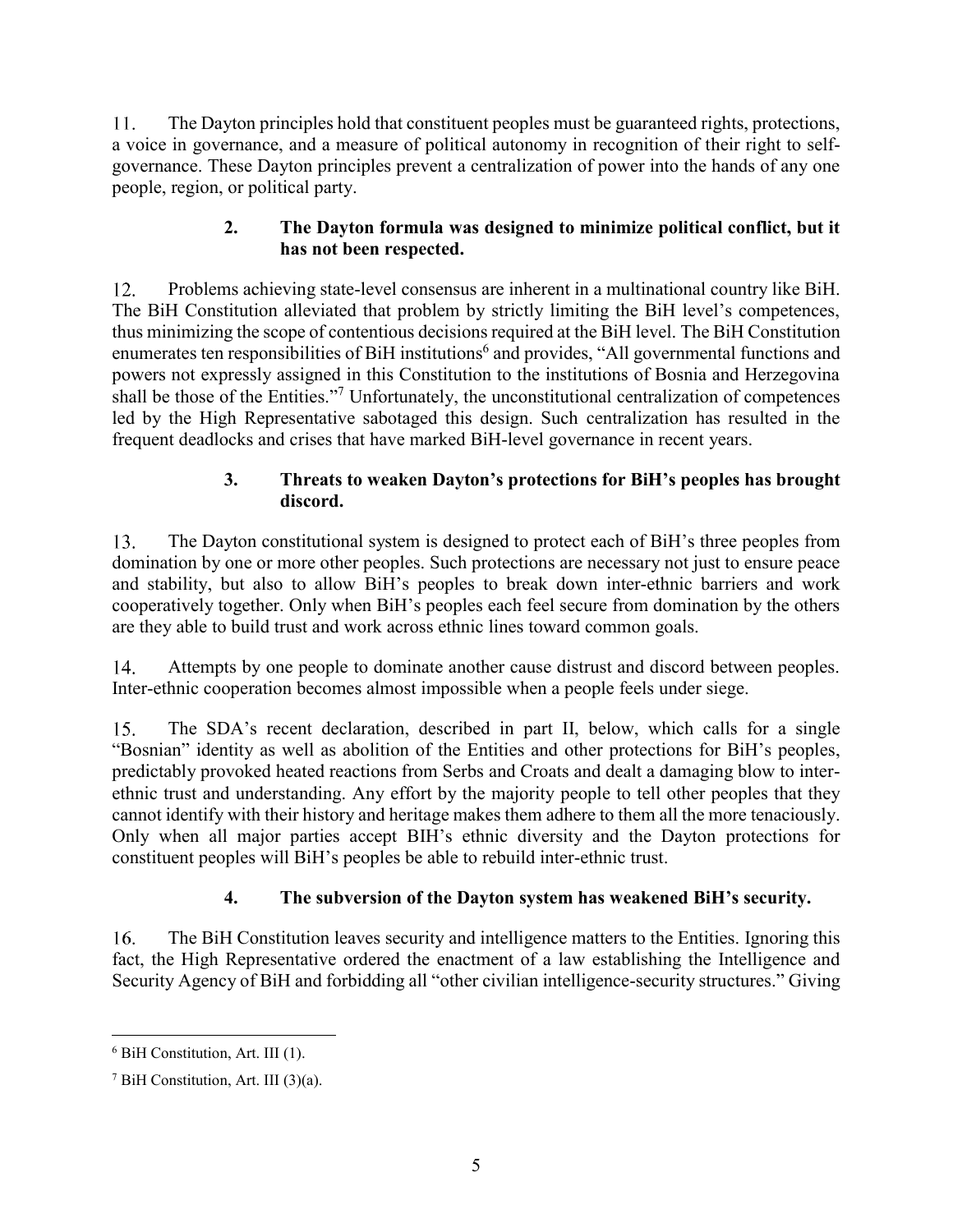11. The Dayton principles hold that constituent peoples must be guaranteed rights, protections, a voice in governance, and a measure of political autonomy in recognition of their right to self-governance. These Dayton principles prevent a centralization of power into the hands of any one people, region, or political party.

### 2. The Dayton formula was designed to minimize political conflict, but it has not been respected.

12. Problems achieving state-level consensus are inherent in a multinational country like BiH. The BiH Constitution alleviated that problem by strictly limiting the BiH level's competences, thus minimizing the scope of contentious decisions required at the BiH level. The BiH Constitution enumerates ten responsibilities of BiH institutions[6] and provides, "All governmental functions and powers not expressly assigned in this Constitution to the institutions of Bosnia and Herzegovina shall be those of the Entities."[7] Unfortunately, the unconstitutional centralization of competences led by the High Representative sabotaged this design. Such centralization has resulted in the frequent deadlocks and crises that have marked BiH-level governance in recent years.

### 3. Threats to weaken Dayton's protections for BiH's peoples has brought discord.

13. The Dayton constitutional system is designed to protect each of BiH's three peoples from domination by one or more other peoples. Such protections are necessary not just to ensure peace and stability, but also to allow BiH's peoples to break down inter-ethnic barriers and work cooperatively together. Only when BiH's peoples each feel secure from domination by the others are they able to build trust and work across ethnic lines toward common goals.

14. Attempts by one people to dominate another cause distrust and discord between peoples. Inter-ethnic cooperation becomes almost impossible when a people feels under siege.

15. The SDA's recent declaration, described in part II, below, which calls for a single "Bosnian" identity as well as abolition of the Entities and other protections for BiH's peoples, predictably provoked heated reactions from Serbs and Croats and dealt a damaging blow to inter-ethnic trust and understanding. Any effort by the majority people to tell other peoples that they cannot identify with their history and heritage makes them adhere to them all the more tenaciously. Only when all major parties accept BIH's ethnic diversity and the Dayton protections for constituent peoples will BiH's peoples be able to rebuild inter-ethnic trust.

### 4. The subversion of the Dayton system has weakened BiH's security.

16. The BiH Constitution leaves security and intelligence matters to the Entities. Ignoring this fact, the High Representative ordered the enactment of a law establishing the Intelligence and Security Agency of BiH and forbidding all "other civilian intelligence-security structures." Giving

---

[6] BiH Constitution, Art. III (1).

[7] BiH Constitution, Art. III (3)(a).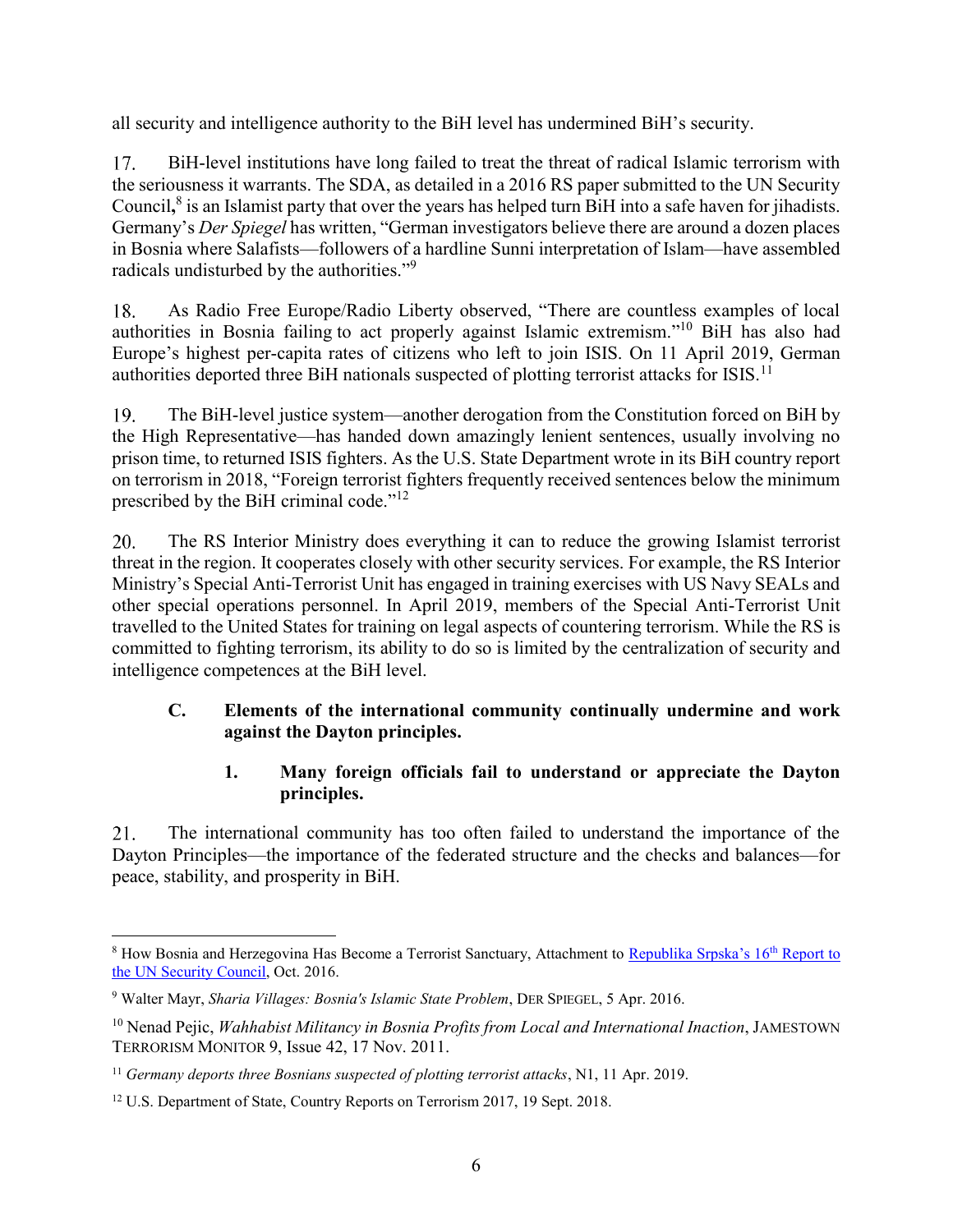all security and intelligence authority to the BiH level has undermined BiH's security.

17. BiH-level institutions have long failed to treat the threat of radical Islamic terrorism with the seriousness it warrants. The SDA, as detailed in a 2016 RS paper submitted to the UN Security Council,[8] is an Islamist party that over the years has helped turn BiH into a safe haven for jihadists. Germany's *Der Spiegel* has written, "German investigators believe there are around a dozen places in Bosnia where Salafists—followers of a hardline Sunni interpretation of Islam—have assembled radicals undisturbed by the authorities."[9]

18. As Radio Free Europe/Radio Liberty observed, "There are countless examples of local authorities in Bosnia failing to act properly against Islamic extremism."[10] BiH has also had Europe's highest per-capita rates of citizens who left to join ISIS. On 11 April 2019, German authorities deported three BiH nationals suspected of plotting terrorist attacks for ISIS.[11]

19. The BiH-level justice system—another derogation from the Constitution forced on BiH by the High Representative—has handed down amazingly lenient sentences, usually involving no prison time, to returned ISIS fighters. As the U.S. State Department wrote in its BiH country report on terrorism in 2018, "Foreign terrorist fighters frequently received sentences below the minimum prescribed by the BiH criminal code."[12]

20. The RS Interior Ministry does everything it can to reduce the growing Islamist terrorist threat in the region. It cooperates closely with other security services. For example, the RS Interior Ministry's Special Anti-Terrorist Unit has engaged in training exercises with US Navy SEALs and other special operations personnel. In April 2019, members of the Special Anti-Terrorist Unit travelled to the United States for training on legal aspects of countering terrorism. While the RS is committed to fighting terrorism, its ability to do so is limited by the centralization of security and intelligence competences at the BiH level.

### C. Elements of the international community continually undermine and work against the Dayton principles.

#### 1. Many foreign officials fail to understand or appreciate the Dayton principles.

21. The international community has too often failed to understand the importance of the Dayton Principles—the importance of the federated structure and the checks and balances—for peace, stability, and prosperity in BiH.

---

[8] How Bosnia and Herzegovina Has Become a Terrorist Sanctuary, Attachment to [Republika Srpska's 16th Report to the UN Security Council](), Oct. 2016.

[9] Walter Mayr, *Sharia Villages: Bosnia's Islamic State Problem*, DER SPIEGEL, 5 Apr. 2016.

[10] Nenad Pejic, *Wahhabist Militancy in Bosnia Profits from Local and International Inaction*, JAMESTOWN TERRORISM MONITOR 9, Issue 42, 17 Nov. 2011.

[11] *Germany deports three Bosnians suspected of plotting terrorist attacks*, N1, 11 Apr. 2019.

[12] U.S. Department of State, Country Reports on Terrorism 2017, 19 Sept. 2018.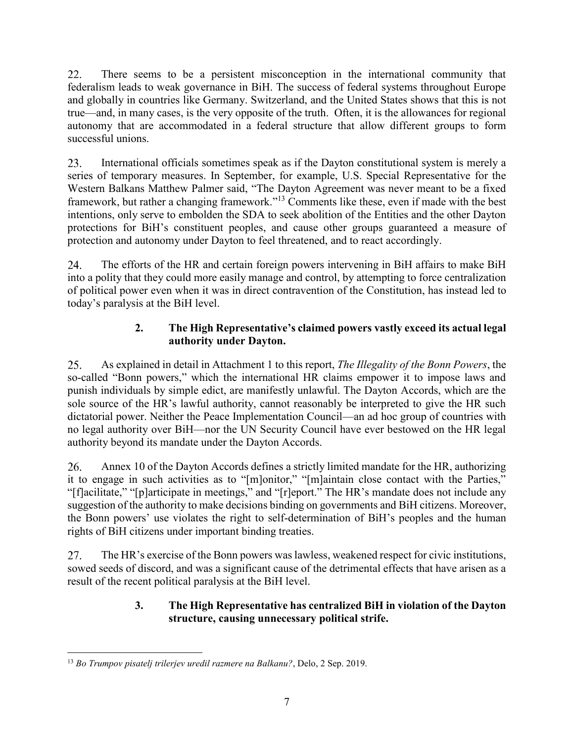22. There seems to be a persistent misconception in the international community that federalism leads to weak governance in BiH. The success of federal systems throughout Europe and globally in countries like Germany. Switzerland, and the United States shows that this is not true—and, in many cases, is the very opposite of the truth. Often, it is the allowances for regional autonomy that are accommodated in a federal structure that allow different groups to form successful unions.

23. International officials sometimes speak as if the Dayton constitutional system is merely a series of temporary measures. In September, for example, U.S. Special Representative for the Western Balkans Matthew Palmer said, "The Dayton Agreement was never meant to be a fixed framework, but rather a changing framework."[13] Comments like these, even if made with the best intentions, only serve to embolden the SDA to seek abolition of the Entities and the other Dayton protections for BiH's constituent peoples, and cause other groups guaranteed a measure of protection and autonomy under Dayton to feel threatened, and to react accordingly.

24. The efforts of the HR and certain foreign powers intervening in BiH affairs to make BiH into a polity that they could more easily manage and control, by attempting to force centralization of political power even when it was in direct contravention of the Constitution, has instead led to today's paralysis at the BiH level.

### 2. The High Representative's claimed powers vastly exceed its actual legal authority under Dayton.

25. As explained in detail in Attachment 1 to this report, *The Illegality of the Bonn Powers*, the so-called "Bonn powers," which the international HR claims empower it to impose laws and punish individuals by simple edict, are manifestly unlawful. The Dayton Accords, which are the sole source of the HR's lawful authority, cannot reasonably be interpreted to give the HR such dictatorial power. Neither the Peace Implementation Council—an ad hoc group of countries with no legal authority over BiH—nor the UN Security Council have ever bestowed on the HR legal authority beyond its mandate under the Dayton Accords.

26. Annex 10 of the Dayton Accords defines a strictly limited mandate for the HR, authorizing it to engage in such activities as to "[m]onitor," "[m]aintain close contact with the Parties," "[f]acilitate," "[p]articipate in meetings," and "[r]eport." The HR's mandate does not include any suggestion of the authority to make decisions binding on governments and BiH citizens. Moreover, the Bonn powers' use violates the right to self-determination of BiH's peoples and the human rights of BiH citizens under important binding treaties.

27. The HR's exercise of the Bonn powers was lawless, weakened respect for civic institutions, sowed seeds of discord, and was a significant cause of the detrimental effects that have arisen as a result of the recent political paralysis at the BiH level.

### 3. The High Representative has centralized BiH in violation of the Dayton structure, causing unnecessary political strife.

[13] *Bo Trumpov pisatelj trilerjev uredil razmere na Balkanu?*, Delo, 2 Sep. 2019.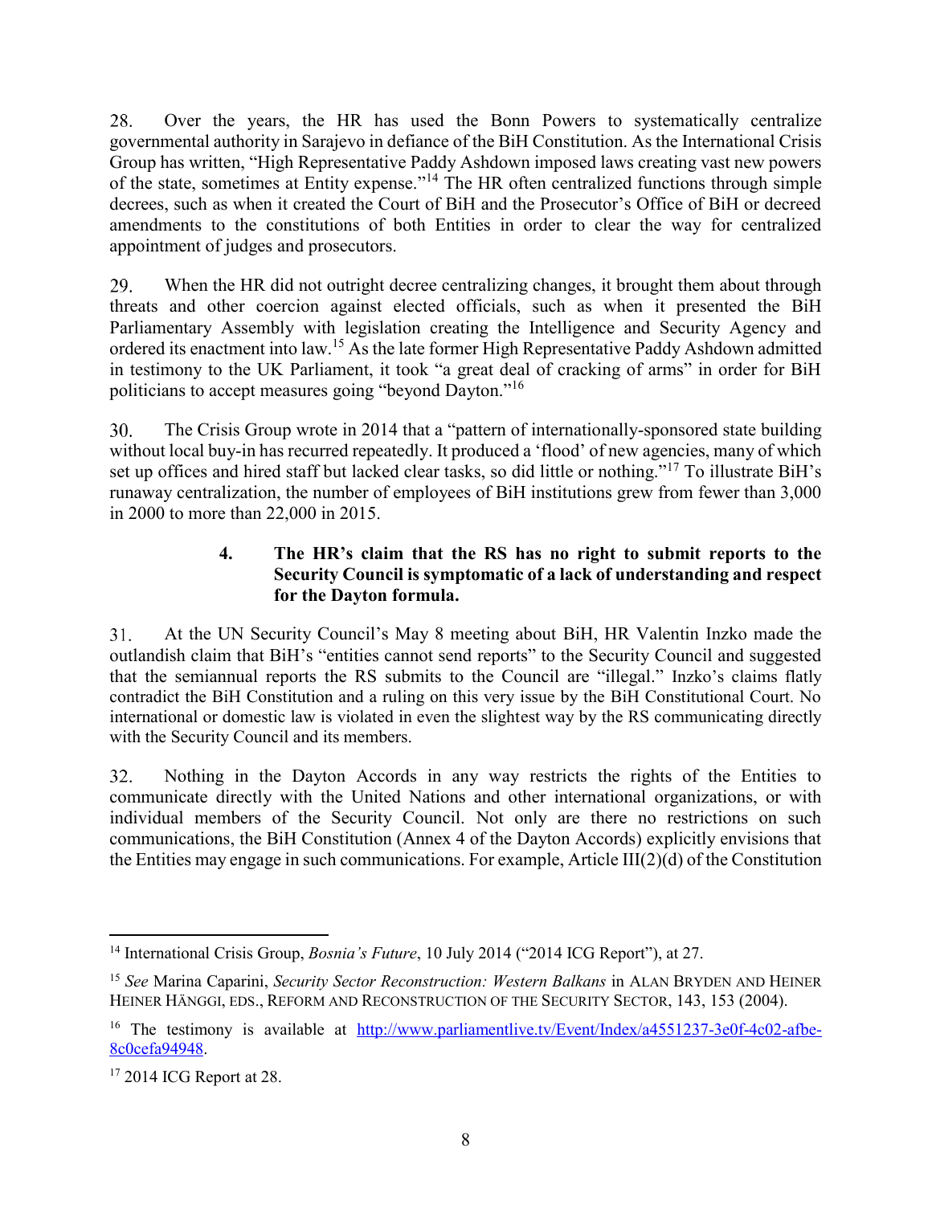28. Over the years, the HR has used the Bonn Powers to systematically centralize governmental authority in Sarajevo in defiance of the BiH Constitution. As the International Crisis Group has written, "High Representative Paddy Ashdown imposed laws creating vast new powers of the state, sometimes at Entity expense."[14] The HR often centralized functions through simple decrees, such as when it created the Court of BiH and the Prosecutor's Office of BiH or decreed amendments to the constitutions of both Entities in order to clear the way for centralized appointment of judges and prosecutors.

29. When the HR did not outright decree centralizing changes, it brought them about through threats and other coercion against elected officials, such as when it presented the BiH Parliamentary Assembly with legislation creating the Intelligence and Security Agency and ordered its enactment into law.[15] As the late former High Representative Paddy Ashdown admitted in testimony to the UK Parliament, it took "a great deal of cracking of arms" in order for BiH politicians to accept measures going "beyond Dayton."[16]

30. The Crisis Group wrote in 2014 that a "pattern of internationally-sponsored state building without local buy-in has recurred repeatedly. It produced a 'flood' of new agencies, many of which set up offices and hired staff but lacked clear tasks, so did little or nothing."[17] To illustrate BiH's runaway centralization, the number of employees of BiH institutions grew from fewer than 3,000 in 2000 to more than 22,000 in 2015.

### 4. The HR's claim that the RS has no right to submit reports to the Security Council is symptomatic of a lack of understanding and respect for the Dayton formula.

31. At the UN Security Council's May 8 meeting about BiH, HR Valentin Inzko made the outlandish claim that BiH's "entities cannot send reports" to the Security Council and suggested that the semiannual reports the RS submits to the Council are "illegal." Inzko's claims flatly contradict the BiH Constitution and a ruling on this very issue by the BiH Constitutional Court. No international or domestic law is violated in even the slightest way by the RS communicating directly with the Security Council and its members.

32. Nothing in the Dayton Accords in any way restricts the rights of the Entities to communicate directly with the United Nations and other international organizations, or with individual members of the Security Council. Not only are there no restrictions on such communications, the BiH Constitution (Annex 4 of the Dayton Accords) explicitly envisions that the Entities may engage in such communications. For example, Article III(2)(d) of the Constitution

---

[14] International Crisis Group, *Bosnia's Future*, 10 July 2014 ("2014 ICG Report"), at 27.

[15] *See* Marina Caparini, *Security Sector Reconstruction: Western Balkans* in ALAN BRYDEN AND HEINER HEINER HÄNGGI, EDS., REFORM AND RECONSTRUCTION OF THE SECURITY SECTOR, 143, 153 (2004).

[16] The testimony is available at http://www.parliamentlive.tv/Event/Index/a4551237-3e0f-4c02-afbe-8c0cefa94948.

[17] 2014 ICG Report at 28.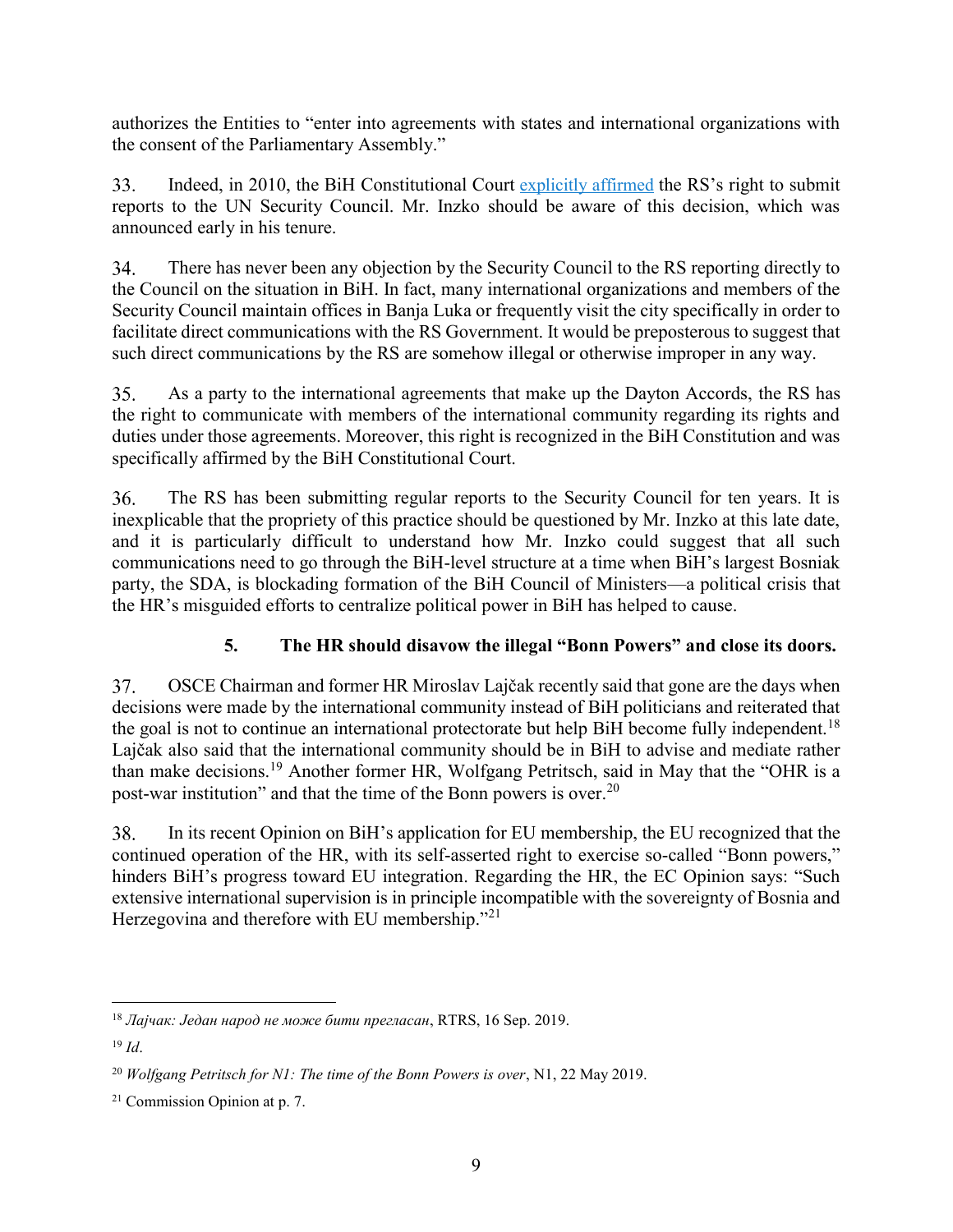authorizes the Entities to "enter into agreements with states and international organizations with the consent of the Parliamentary Assembly."

33. Indeed, in 2010, the BiH Constitutional Court [explicitly affirmed] the RS's right to submit reports to the UN Security Council. Mr. Inzko should be aware of this decision, which was announced early in his tenure.

34. There has never been any objection by the Security Council to the RS reporting directly to the Council on the situation in BiH. In fact, many international organizations and members of the Security Council maintain offices in Banja Luka or frequently visit the city specifically in order to facilitate direct communications with the RS Government. It would be preposterous to suggest that such direct communications by the RS are somehow illegal or otherwise improper in any way.

35. As a party to the international agreements that make up the Dayton Accords, the RS has the right to communicate with members of the international community regarding its rights and duties under those agreements. Moreover, this right is recognized in the BiH Constitution and was specifically affirmed by the BiH Constitutional Court.

36. The RS has been submitting regular reports to the Security Council for ten years. It is inexplicable that the propriety of this practice should be questioned by Mr. Inzko at this late date, and it is particularly difficult to understand how Mr. Inzko could suggest that all such communications need to go through the BiH-level structure at a time when BiH's largest Bosniak party, the SDA, is blockading formation of the BiH Council of Ministers—a political crisis that the HR's misguided efforts to centralize political power in BiH has helped to cause.

### 5. The HR should disavow the illegal "Bonn Powers" and close its doors.

37. OSCE Chairman and former HR Miroslav Lajčák recently said that gone are the days when decisions were made by the international community instead of BiH politicians and reiterated that the goal is not to continue an international protectorate but help BiH become fully independent.[18] Lajčák also said that the international community should be in BiH to advise and mediate rather than make decisions.[19] Another former HR, Wolfgang Petritsch, said in May that the "OHR is a post-war institution" and that the time of the Bonn powers is over.[20]

38. In its recent Opinion on BiH's application for EU membership, the EU recognized that the continued operation of the HR, with its self-asserted right to exercise so-called "Bonn powers," hinders BiH's progress toward EU integration. Regarding the HR, the EC Opinion says: "Such extensive international supervision is in principle incompatible with the sovereignty of Bosnia and Herzegovina and therefore with EU membership."[21]

---

[18] *Лајчак: Један народ не може бити прегласан*, RTRS, 16 Sep. 2019.

[19] *Id*.

[20] *Wolfgang Petritsch for N1: The time of the Bonn Powers is over*, N1, 22 May 2019.

[21] Commission Opinion at p. 7.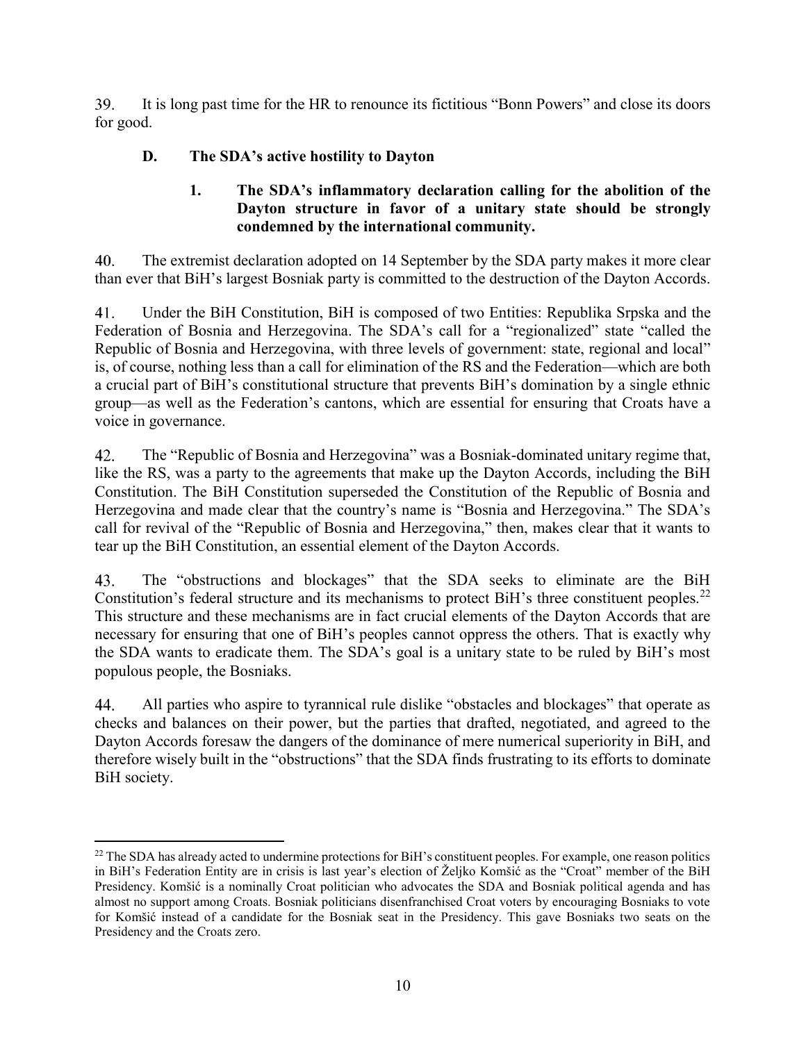39. It is long past time for the HR to renounce its fictitious "Bonn Powers" and close its doors for good.

### D. The SDA's active hostility to Dayton

#### 1. The SDA's inflammatory declaration calling for the abolition of the Dayton structure in favor of a unitary state should be strongly condemned by the international community.

40. The extremist declaration adopted on 14 September by the SDA party makes it more clear than ever that BiH's largest Bosniak party is committed to the destruction of the Dayton Accords.

41. Under the BiH Constitution, BiH is composed of two Entities: Republika Srpska and the Federation of Bosnia and Herzegovina. The SDA's call for a "regionalized" state "called the Republic of Bosnia and Herzegovina, with three levels of government: state, regional and local" is, of course, nothing less than a call for elimination of the RS and the Federation—which are both a crucial part of BiH's constitutional structure that prevents BiH's domination by a single ethnic group—as well as the Federation's cantons, which are essential for ensuring that Croats have a voice in governance.

42. The "Republic of Bosnia and Herzegovina" was a Bosniak-dominated unitary regime that, like the RS, was a party to the agreements that make up the Dayton Accords, including the BiH Constitution. The BiH Constitution superseded the Constitution of the Republic of Bosnia and Herzegovina and made clear that the country's name is "Bosnia and Herzegovina." The SDA's call for revival of the "Republic of Bosnia and Herzegovina," then, makes clear that it wants to tear up the BiH Constitution, an essential element of the Dayton Accords.

43. The "obstructions and blockages" that the SDA seeks to eliminate are the BiH Constitution's federal structure and its mechanisms to protect BiH's three constituent peoples.[22] This structure and these mechanisms are in fact crucial elements of the Dayton Accords that are necessary for ensuring that one of BiH's peoples cannot oppress the others. That is exactly why the SDA wants to eradicate them. The SDA's goal is a unitary state to be ruled by BiH's most populous people, the Bosniaks.

44. All parties who aspire to tyrannical rule dislike "obstacles and blockages" that operate as checks and balances on their power, but the parties that drafted, negotiated, and agreed to the Dayton Accords foresaw the dangers of the dominance of mere numerical superiority in BiH, and therefore wisely built in the "obstructions" that the SDA finds frustrating to its efforts to dominate BiH society.

[22] The SDA has already acted to undermine protections for BiH's constituent peoples. For example, one reason politics in BiH's Federation Entity are in crisis is last year's election of Željko Komšić as the "Croat" member of the BiH Presidency. Komšić is a nominally Croat politician who advocates the SDA and Bosniak political agenda and has almost no support among Croats. Bosniak politicians disenfranchised Croat voters by encouraging Bosniaks to vote for Komšić instead of a candidate for the Bosniak seat in the Presidency. This gave Bosniaks two seats on the Presidency and the Croats zero.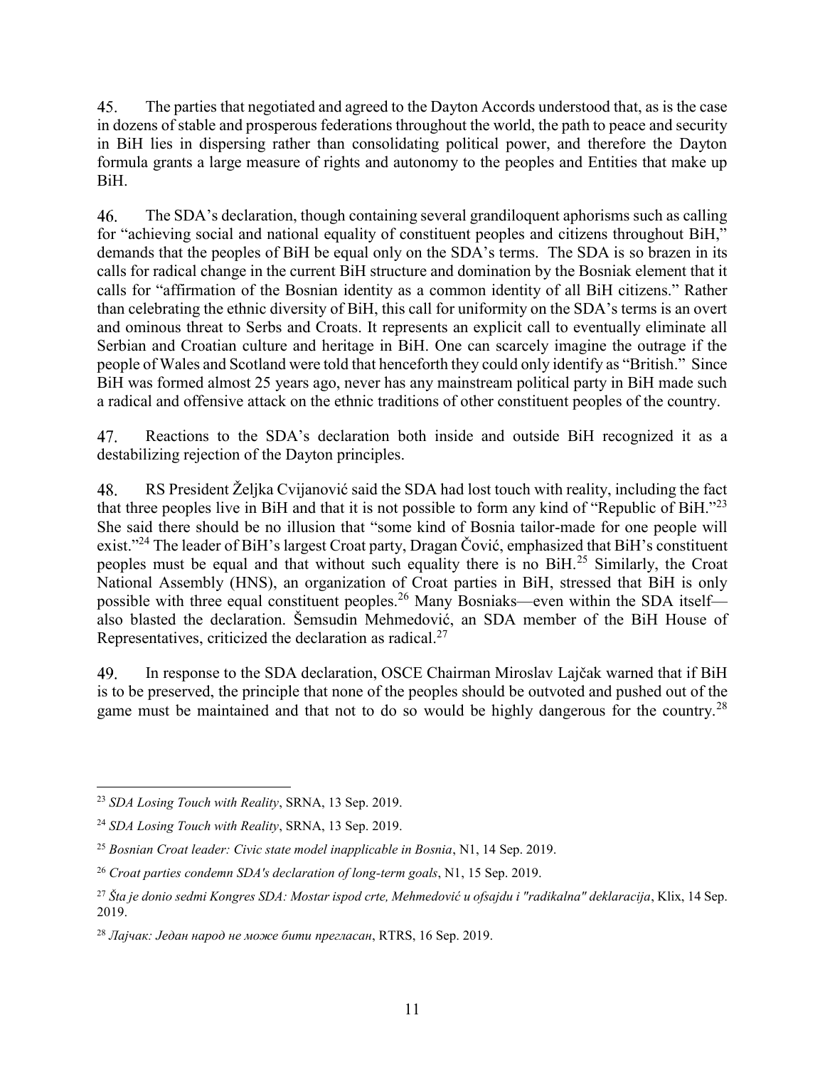45. The parties that negotiated and agreed to the Dayton Accords understood that, as is the case in dozens of stable and prosperous federations throughout the world, the path to peace and security in BiH lies in dispersing rather than consolidating political power, and therefore the Dayton formula grants a large measure of rights and autonomy to the peoples and Entities that make up BiH.

46. The SDA's declaration, though containing several grandiloquent aphorisms such as calling for "achieving social and national equality of constituent peoples and citizens throughout BiH," demands that the peoples of BiH be equal only on the SDA's terms. The SDA is so brazen in its calls for radical change in the current BiH structure and domination by the Bosniak element that it calls for "affirmation of the Bosnian identity as a common identity of all BiH citizens." Rather than celebrating the ethnic diversity of BiH, this call for uniformity on the SDA's terms is an overt and ominous threat to Serbs and Croats. It represents an explicit call to eventually eliminate all Serbian and Croatian culture and heritage in BiH. One can scarcely imagine the outrage if the people of Wales and Scotland were told that henceforth they could only identify as "British." Since BiH was formed almost 25 years ago, never has any mainstream political party in BiH made such a radical and offensive attack on the ethnic traditions of other constituent peoples of the country.

47. Reactions to the SDA's declaration both inside and outside BiH recognized it as a destabilizing rejection of the Dayton principles.

48. RS President Željka Cvijanović said the SDA had lost touch with reality, including the fact that three peoples live in BiH and that it is not possible to form any kind of "Republic of BiH."[23] She said there should be no illusion that "some kind of Bosnia tailor-made for one people will exist."[24] The leader of BiH's largest Croat party, Dragan Čović, emphasized that BiH's constituent peoples must be equal and that without such equality there is no BiH.[25] Similarly, the Croat National Assembly (HNS), an organization of Croat parties in BiH, stressed that BiH is only possible with three equal constituent peoples.[26] Many Bosniaks—even within the SDA itself—also blasted the declaration. Šemsudin Mehmedović, an SDA member of the BiH House of Representatives, criticized the declaration as radical.[27]

49. In response to the SDA declaration, OSCE Chairman Miroslav Lajčak warned that if BiH is to be preserved, the principle that none of the peoples should be outvoted and pushed out of the game must be maintained and that not to do so would be highly dangerous for the country.[28]

---

[23] *SDA Losing Touch with Reality*, SRNA, 13 Sep. 2019.

[24] *SDA Losing Touch with Reality*, SRNA, 13 Sep. 2019.

[25] *Bosnian Croat leader: Civic state model inapplicable in Bosnia*, N1, 14 Sep. 2019.

[26] *Croat parties condemn SDA's declaration of long-term goals*, N1, 15 Sep. 2019.

[27] *Šta je donio sedmi Kongres SDA: Mostar ispod crte, Mehmedović u ofsajdu i "radikalna" deklaracija*, Klix, 14 Sep. 2019.

[28] *Лајчак: Један народ не може бити прегласан*, RTRS, 16 Sep. 2019.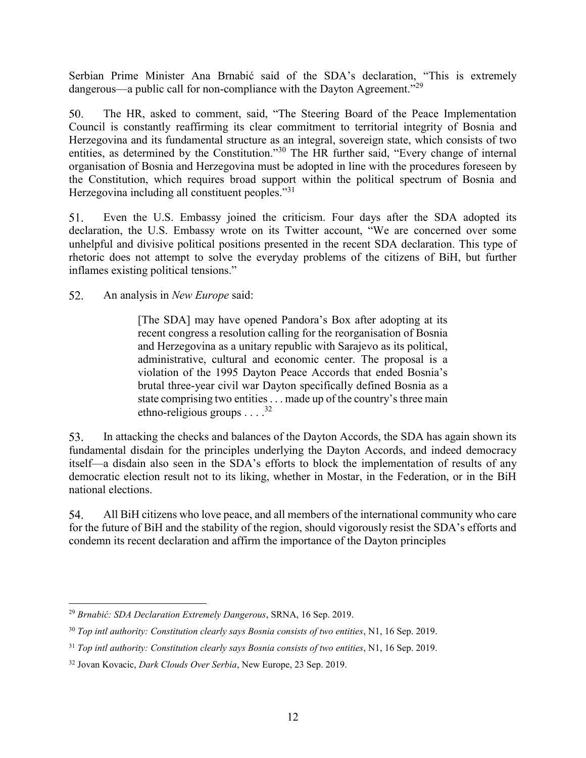Serbian Prime Minister Ana Brnabić said of the SDA's declaration, "This is extremely dangerous—a public call for non-compliance with the Dayton Agreement."[29]

50. The HR, asked to comment, said, "The Steering Board of the Peace Implementation Council is constantly reaffirming its clear commitment to territorial integrity of Bosnia and Herzegovina and its fundamental structure as an integral, sovereign state, which consists of two entities, as determined by the Constitution."[30] The HR further said, "Every change of internal organisation of Bosnia and Herzegovina must be adopted in line with the procedures foreseen by the Constitution, which requires broad support within the political spectrum of Bosnia and Herzegovina including all constituent peoples."[31]

51. Even the U.S. Embassy joined the criticism. Four days after the SDA adopted its declaration, the U.S. Embassy wrote on its Twitter account, "We are concerned over some unhelpful and divisive political positions presented in the recent SDA declaration. This type of rhetoric does not attempt to solve the everyday problems of the citizens of BiH, but further inflames existing political tensions."

52. An analysis in *New Europe* said:

> [The SDA] may have opened Pandora's Box after adopting at its recent congress a resolution calling for the reorganisation of Bosnia and Herzegovina as a unitary republic with Sarajevo as its political, administrative, cultural and economic center. The proposal is a violation of the 1995 Dayton Peace Accords that ended Bosnia's brutal three-year civil war Dayton specifically defined Bosnia as a state comprising two entities . . . made up of the country's three main ethno-religious groups . . . .[32]

53. In attacking the checks and balances of the Dayton Accords, the SDA has again shown its fundamental disdain for the principles underlying the Dayton Accords, and indeed democracy itself—a disdain also seen in the SDA's efforts to block the implementation of results of any democratic election result not to its liking, whether in Mostar, in the Federation, or in the BiH national elections.

54. All BiH citizens who love peace, and all members of the international community who care for the future of BiH and the stability of the region, should vigorously resist the SDA's efforts and condemn its recent declaration and affirm the importance of the Dayton principles

---

[29] *Brnabić: SDA Declaration Extremely Dangerous*, SRNA, 16 Sep. 2019.

[30] *Top intl authority: Constitution clearly says Bosnia consists of two entities*, N1, 16 Sep. 2019.

[31] *Top intl authority: Constitution clearly says Bosnia consists of two entities*, N1, 16 Sep. 2019.

[32] Jovan Kovacic, *Dark Clouds Over Serbia*, New Europe, 23 Sep. 2019.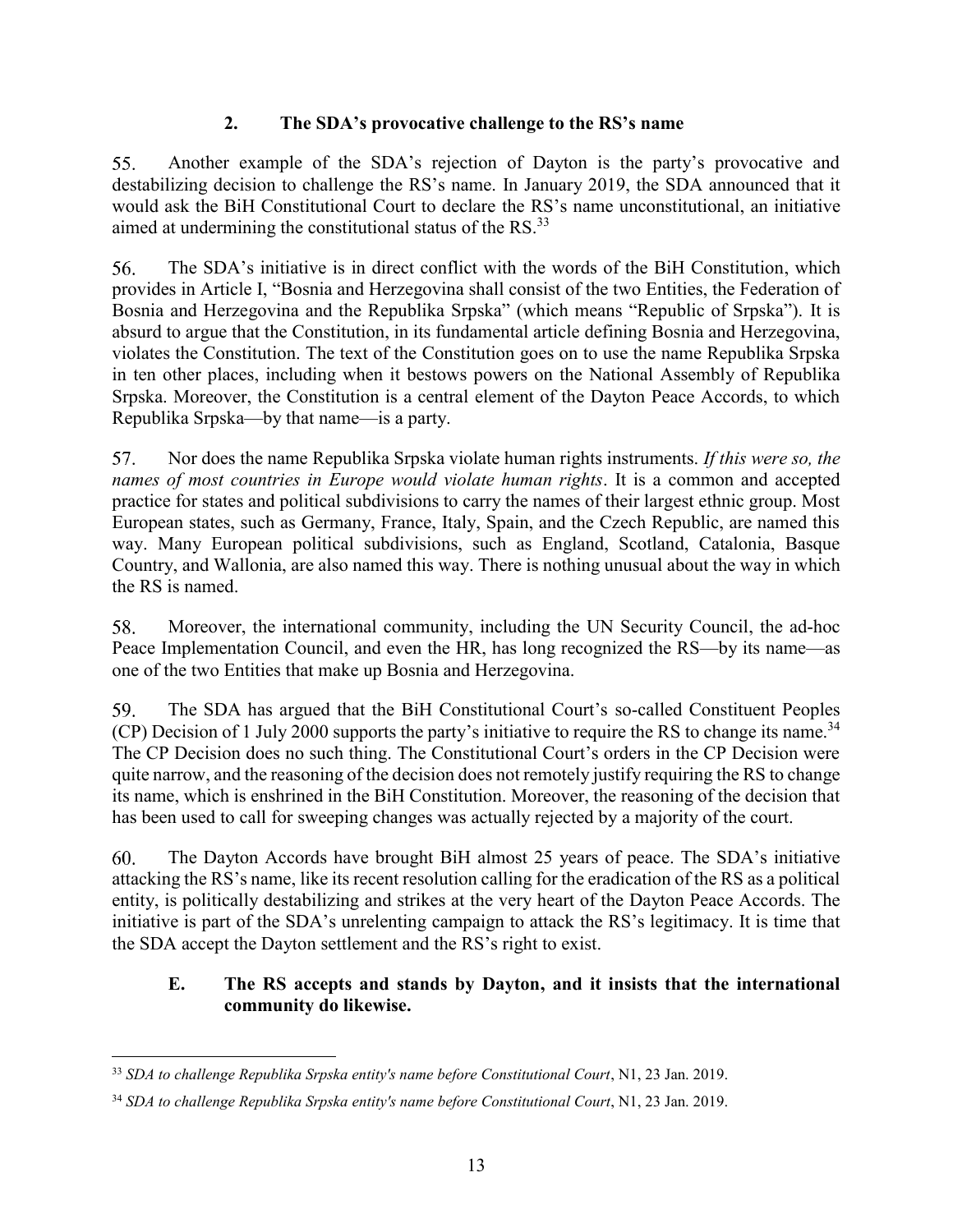### 2. The SDA's provocative challenge to the RS's name

55. Another example of the SDA's rejection of Dayton is the party's provocative and destabilizing decision to challenge the RS's name. In January 2019, the SDA announced that it would ask the BiH Constitutional Court to declare the RS's name unconstitutional, an initiative aimed at undermining the constitutional status of the RS.[33]

56. The SDA's initiative is in direct conflict with the words of the BiH Constitution, which provides in Article I, "Bosnia and Herzegovina shall consist of the two Entities, the Federation of Bosnia and Herzegovina and the Republika Srpska" (which means "Republic of Srpska"). It is absurd to argue that the Constitution, in its fundamental article defining Bosnia and Herzegovina, violates the Constitution. The text of the Constitution goes on to use the name Republika Srpska in ten other places, including when it bestows powers on the National Assembly of Republika Srpska. Moreover, the Constitution is a central element of the Dayton Peace Accords, to which Republika Srpska—by that name—is a party.

57. Nor does the name Republika Srpska violate human rights instruments. *If this were so, the names of most countries in Europe would violate human rights*. It is a common and accepted practice for states and political subdivisions to carry the names of their largest ethnic group. Most European states, such as Germany, France, Italy, Spain, and the Czech Republic, are named this way. Many European political subdivisions, such as England, Scotland, Catalonia, Basque Country, and Wallonia, are also named this way. There is nothing unusual about the way in which the RS is named.

58. Moreover, the international community, including the UN Security Council, the ad-hoc Peace Implementation Council, and even the HR, has long recognized the RS—by its name—as one of the two Entities that make up Bosnia and Herzegovina.

59. The SDA has argued that the BiH Constitutional Court's so-called Constituent Peoples (CP) Decision of 1 July 2000 supports the party's initiative to require the RS to change its name.[34] The CP Decision does no such thing. The Constitutional Court's orders in the CP Decision were quite narrow, and the reasoning of the decision does not remotely justify requiring the RS to change its name, which is enshrined in the BiH Constitution. Moreover, the reasoning of the decision that has been used to call for sweeping changes was actually rejected by a majority of the court.

60. The Dayton Accords have brought BiH almost 25 years of peace. The SDA's initiative attacking the RS's name, like its recent resolution calling for the eradication of the RS as a political entity, is politically destabilizing and strikes at the very heart of the Dayton Peace Accords. The initiative is part of the SDA's unrelenting campaign to attack the RS's legitimacy. It is time that the SDA accept the Dayton settlement and the RS's right to exist.

## E. The RS accepts and stands by Dayton, and it insists that the international community do likewise.

---

[33] *SDA to challenge Republika Srpska entity's name before Constitutional Court*, N1, 23 Jan. 2019.

[34] *SDA to challenge Republika Srpska entity's name before Constitutional Court*, N1, 23 Jan. 2019.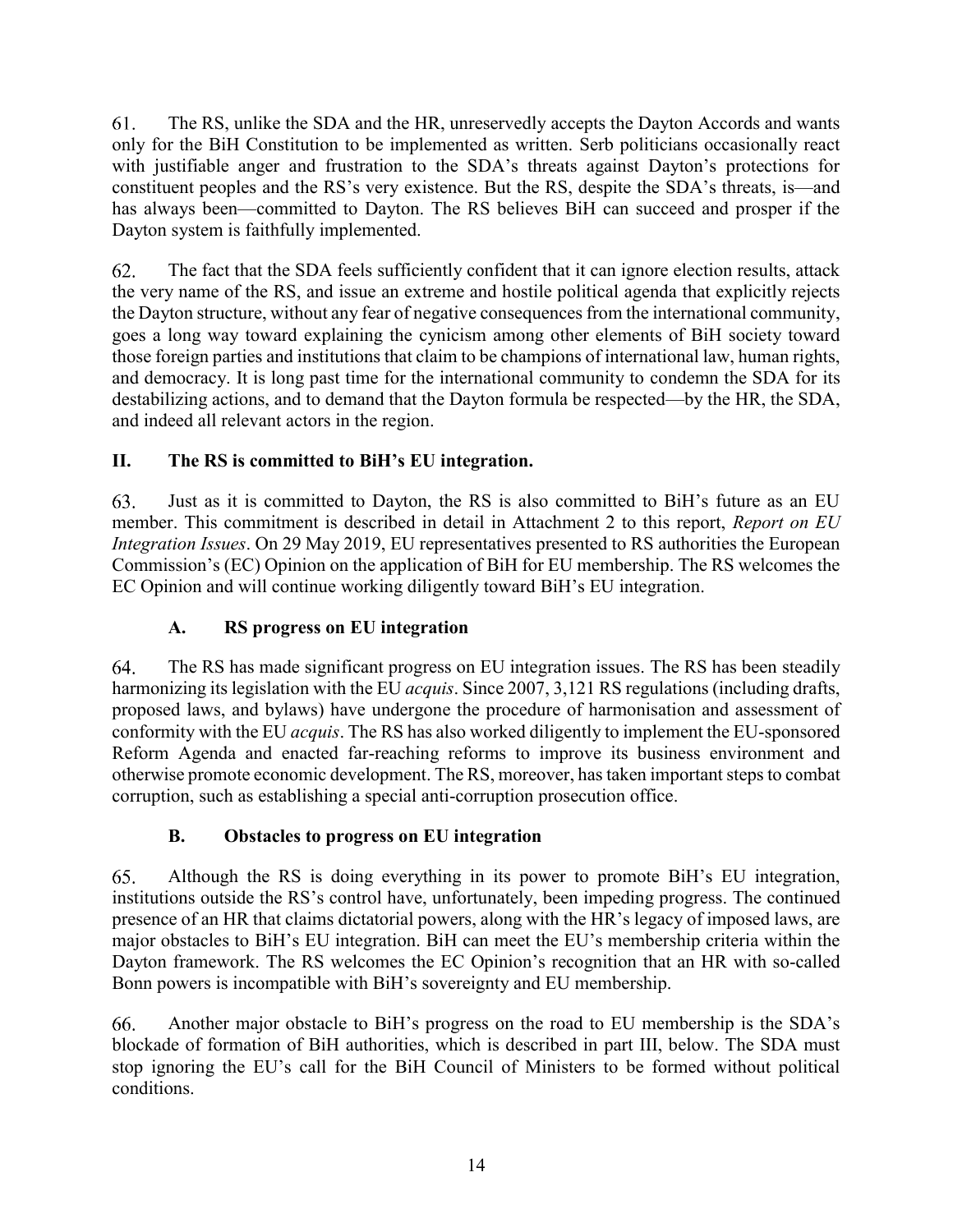61. The RS, unlike the SDA and the HR, unreservedly accepts the Dayton Accords and wants only for the BiH Constitution to be implemented as written. Serb politicians occasionally react with justifiable anger and frustration to the SDA's threats against Dayton's protections for constituent peoples and the RS's very existence. But the RS, despite the SDA's threats, is—and has always been—committed to Dayton. The RS believes BiH can succeed and prosper if the Dayton system is faithfully implemented.

62. The fact that the SDA feels sufficiently confident that it can ignore election results, attack the very name of the RS, and issue an extreme and hostile political agenda that explicitly rejects the Dayton structure, without any fear of negative consequences from the international community, goes a long way toward explaining the cynicism among other elements of BiH society toward those foreign parties and institutions that claim to be champions of international law, human rights, and democracy. It is long past time for the international community to condemn the SDA for its destabilizing actions, and to demand that the Dayton formula be respected—by the HR, the SDA, and indeed all relevant actors in the region.

## II. The RS is committed to BiH's EU integration.

63. Just as it is committed to Dayton, the RS is also committed to BiH's future as an EU member. This commitment is described in detail in Attachment 2 to this report, *Report on EU Integration Issues*. On 29 May 2019, EU representatives presented to RS authorities the European Commission's (EC) Opinion on the application of BiH for EU membership. The RS welcomes the EC Opinion and will continue working diligently toward BiH's EU integration.

### A. RS progress on EU integration

64. The RS has made significant progress on EU integration issues. The RS has been steadily harmonizing its legislation with the EU *acquis*. Since 2007, 3,121 RS regulations (including drafts, proposed laws, and bylaws) have undergone the procedure of harmonisation and assessment of conformity with the EU *acquis*. The RS has also worked diligently to implement the EU-sponsored Reform Agenda and enacted far-reaching reforms to improve its business environment and otherwise promote economic development. The RS, moreover, has taken important steps to combat corruption, such as establishing a special anti-corruption prosecution office.

### B. Obstacles to progress on EU integration

65. Although the RS is doing everything in its power to promote BiH's EU integration, institutions outside the RS's control have, unfortunately, been impeding progress. The continued presence of an HR that claims dictatorial powers, along with the HR's legacy of imposed laws, are major obstacles to BiH's EU integration. BiH can meet the EU's membership criteria within the Dayton framework. The RS welcomes the EC Opinion's recognition that an HR with so-called Bonn powers is incompatible with BiH's sovereignty and EU membership.

66. Another major obstacle to BiH's progress on the road to EU membership is the SDA's blockade of formation of BiH authorities, which is described in part III, below. The SDA must stop ignoring the EU's call for the BiH Council of Ministers to be formed without political conditions.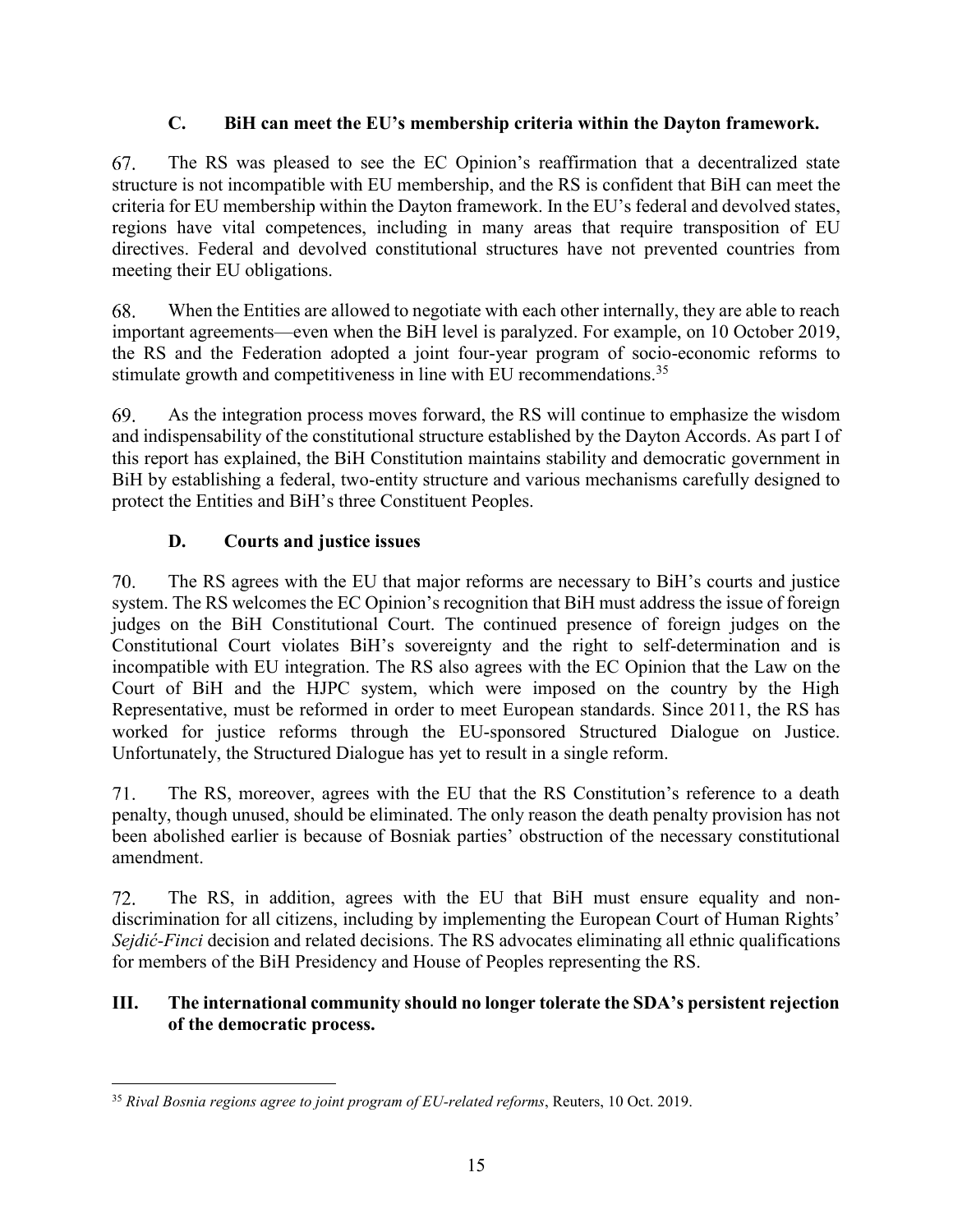### C. BiH can meet the EU's membership criteria within the Dayton framework.

67. The RS was pleased to see the EC Opinion's reaffirmation that a decentralized state structure is not incompatible with EU membership, and the RS is confident that BiH can meet the criteria for EU membership within the Dayton framework. In the EU's federal and devolved states, regions have vital competences, including in many areas that require transposition of EU directives. Federal and devolved constitutional structures have not prevented countries from meeting their EU obligations.

68. When the Entities are allowed to negotiate with each other internally, they are able to reach important agreements—even when the BiH level is paralyzed. For example, on 10 October 2019, the RS and the Federation adopted a joint four-year program of socio-economic reforms to stimulate growth and competitiveness in line with EU recommendations.[35]

69. As the integration process moves forward, the RS will continue to emphasize the wisdom and indispensability of the constitutional structure established by the Dayton Accords. As part I of this report has explained, the BiH Constitution maintains stability and democratic government in BiH by establishing a federal, two-entity structure and various mechanisms carefully designed to protect the Entities and BiH's three Constituent Peoples.

### D. Courts and justice issues

70. The RS agrees with the EU that major reforms are necessary to BiH's courts and justice system. The RS welcomes the EC Opinion's recognition that BiH must address the issue of foreign judges on the BiH Constitutional Court. The continued presence of foreign judges on the Constitutional Court violates BiH's sovereignty and the right to self-determination and is incompatible with EU integration. The RS also agrees with the EC Opinion that the Law on the Court of BiH and the HJPC system, which were imposed on the country by the High Representative, must be reformed in order to meet European standards. Since 2011, the RS has worked for justice reforms through the EU-sponsored Structured Dialogue on Justice. Unfortunately, the Structured Dialogue has yet to result in a single reform.

71. The RS, moreover, agrees with the EU that the RS Constitution's reference to a death penalty, though unused, should be eliminated. The only reason the death penalty provision has not been abolished earlier is because of Bosniak parties' obstruction of the necessary constitutional amendment.

72. The RS, in addition, agrees with the EU that BiH must ensure equality and non-discrimination for all citizens, including by implementing the European Court of Human Rights' *Sejdić-Finci* decision and related decisions. The RS advocates eliminating all ethnic qualifications for members of the BiH Presidency and House of Peoples representing the RS.

## III. The international community should no longer tolerate the SDA's persistent rejection of the democratic process.

---

[35] *Rival Bosnia regions agree to joint program of EU-related reforms*, Reuters, 10 Oct. 2019.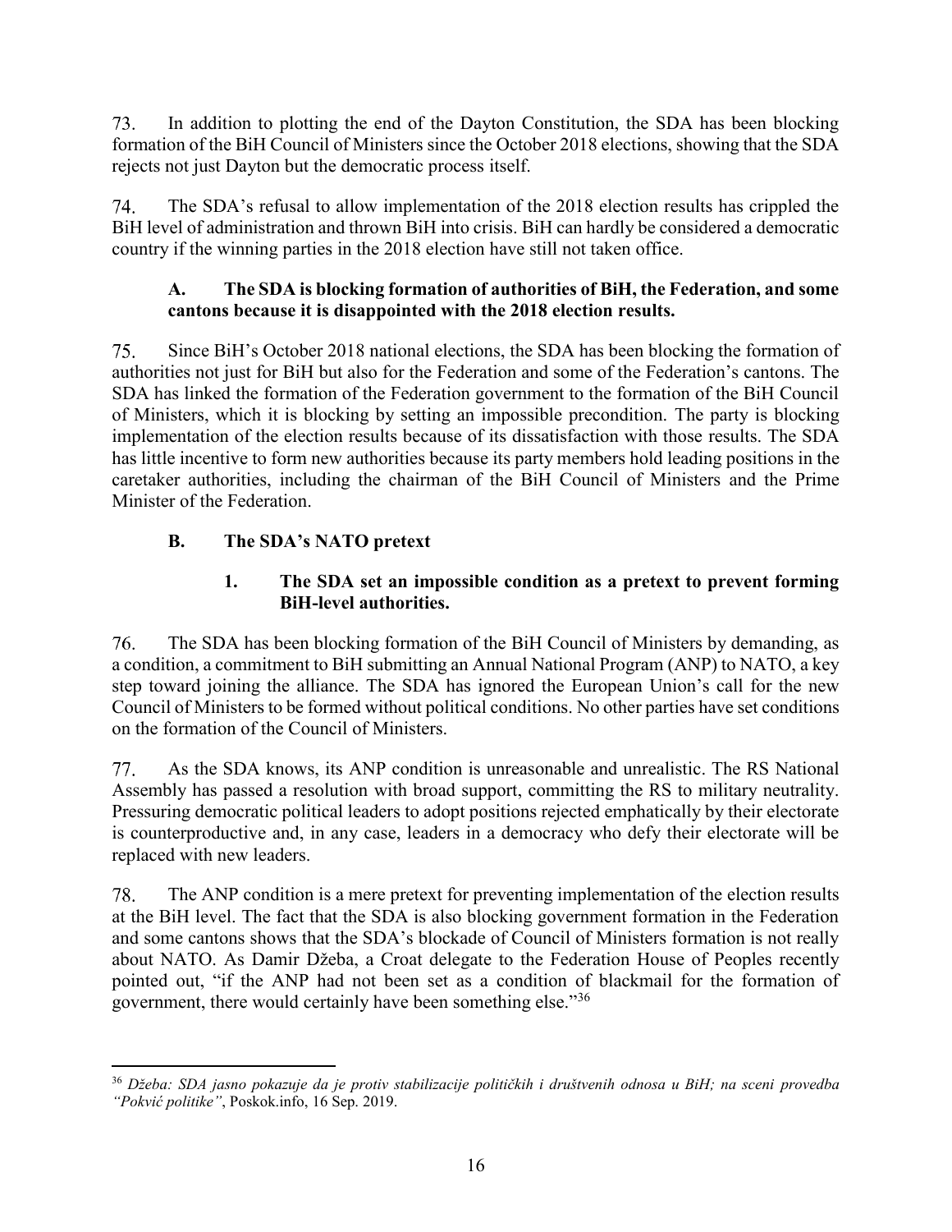73. In addition to plotting the end of the Dayton Constitution, the SDA has been blocking formation of the BiH Council of Ministers since the October 2018 elections, showing that the SDA rejects not just Dayton but the democratic process itself.

74. The SDA's refusal to allow implementation of the 2018 election results has crippled the BiH level of administration and thrown BiH into crisis. BiH can hardly be considered a democratic country if the winning parties in the 2018 election have still not taken office.

### A. The SDA is blocking formation of authorities of BiH, the Federation, and some cantons because it is disappointed with the 2018 election results.

75. Since BiH's October 2018 national elections, the SDA has been blocking the formation of authorities not just for BiH but also for the Federation and some of the Federation's cantons. The SDA has linked the formation of the Federation government to the formation of the BiH Council of Ministers, which it is blocking by setting an impossible precondition. The party is blocking implementation of the election results because of its dissatisfaction with those results. The SDA has little incentive to form new authorities because its party members hold leading positions in the caretaker authorities, including the chairman of the BiH Council of Ministers and the Prime Minister of the Federation.

### B. The SDA's NATO pretext

#### 1. The SDA set an impossible condition as a pretext to prevent forming BiH-level authorities.

76. The SDA has been blocking formation of the BiH Council of Ministers by demanding, as a condition, a commitment to BiH submitting an Annual National Program (ANP) to NATO, a key step toward joining the alliance. The SDA has ignored the European Union's call for the new Council of Ministers to be formed without political conditions. No other parties have set conditions on the formation of the Council of Ministers.

77. As the SDA knows, its ANP condition is unreasonable and unrealistic. The RS National Assembly has passed a resolution with broad support, committing the RS to military neutrality. Pressuring democratic political leaders to adopt positions rejected emphatically by their electorate is counterproductive and, in any case, leaders in a democracy who defy their electorate will be replaced with new leaders.

78. The ANP condition is a mere pretext for preventing implementation of the election results at the BiH level. The fact that the SDA is also blocking government formation in the Federation and some cantons shows that the SDA's blockade of Council of Ministers formation is not really about NATO. As Damir Džeba, a Croat delegate to the Federation House of Peoples recently pointed out, "if the ANP had not been set as a condition of blackmail for the formation of government, there would certainly have been something else."[36]

---

[36] *Džeba: SDA jasno pokazuje da je protiv stabilizacije političkih i društvenih odnosa u BiH; na sceni provedba "Pokvić politike"*, Poskok.info, 16 Sep. 2019.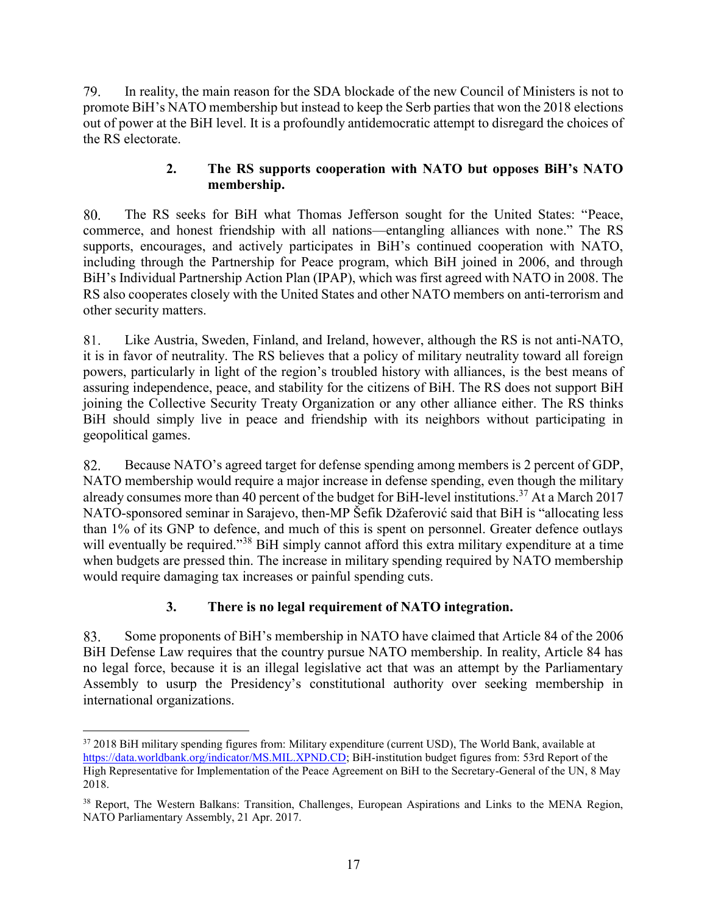79. In reality, the main reason for the SDA blockade of the new Council of Ministers is not to promote BiH's NATO membership but instead to keep the Serb parties that won the 2018 elections out of power at the BiH level. It is a profoundly antidemocratic attempt to disregard the choices of the RS electorate.

### 2. The RS supports cooperation with NATO but opposes BiH's NATO membership.

80. The RS seeks for BiH what Thomas Jefferson sought for the United States: "Peace, commerce, and honest friendship with all nations—entangling alliances with none." The RS supports, encourages, and actively participates in BiH's continued cooperation with NATO, including through the Partnership for Peace program, which BiH joined in 2006, and through BiH's Individual Partnership Action Plan (IPAP), which was first agreed with NATO in 2008. The RS also cooperates closely with the United States and other NATO members on anti-terrorism and other security matters.

81. Like Austria, Sweden, Finland, and Ireland, however, although the RS is not anti-NATO, it is in favor of neutrality. The RS believes that a policy of military neutrality toward all foreign powers, particularly in light of the region's troubled history with alliances, is the best means of assuring independence, peace, and stability for the citizens of BiH. The RS does not support BiH joining the Collective Security Treaty Organization or any other alliance either. The RS thinks BiH should simply live in peace and friendship with its neighbors without participating in geopolitical games.

82. Because NATO's agreed target for defense spending among members is 2 percent of GDP, NATO membership would require a major increase in defense spending, even though the military already consumes more than 40 percent of the budget for BiH-level institutions.[37] At a March 2017 NATO-sponsored seminar in Sarajevo, then-MP Šefik Džaferović said that BiH is "allocating less than 1% of its GNP to defence, and much of this is spent on personnel. Greater defence outlays will eventually be required."[38] BiH simply cannot afford this extra military expenditure at a time when budgets are pressed thin. The increase in military spending required by NATO membership would require damaging tax increases or painful spending cuts.

### 3. There is no legal requirement of NATO integration.

83. Some proponents of BiH's membership in NATO have claimed that Article 84 of the 2006 BiH Defense Law requires that the country pursue NATO membership. In reality, Article 84 has no legal force, because it is an illegal legislative act that was an attempt by the Parliamentary Assembly to usurp the Presidency's constitutional authority over seeking membership in international organizations.

---

[37] 2018 BiH military spending figures from: Military expenditure (current USD), The World Bank, available at https://data.worldbank.org/indicator/MS.MIL.XPND.CD; BiH-institution budget figures from: 53rd Report of the High Representative for Implementation of the Peace Agreement on BiH to the Secretary-General of the UN, 8 May 2018.

[38] Report, The Western Balkans: Transition, Challenges, European Aspirations and Links to the MENA Region, NATO Parliamentary Assembly, 21 Apr. 2017.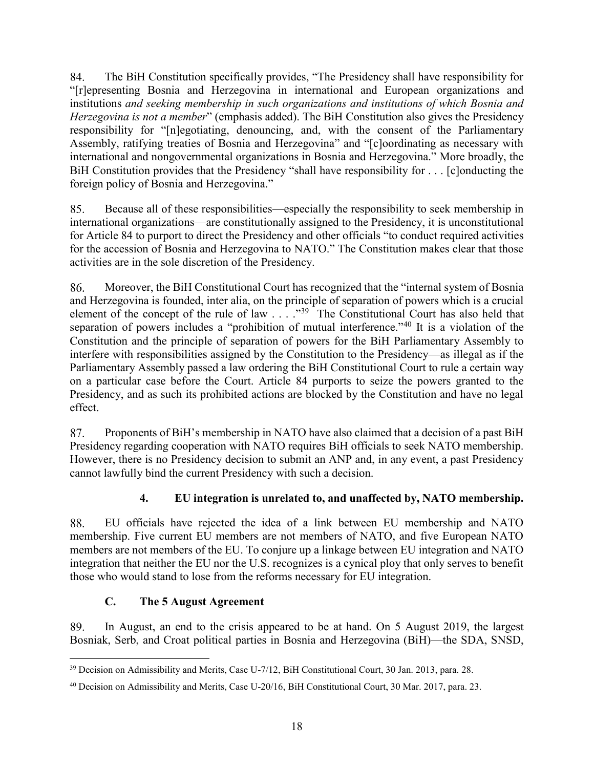84. The BiH Constitution specifically provides, "The Presidency shall have responsibility for "[r]epresenting Bosnia and Herzegovina in international and European organizations and institutions *and seeking membership in such organizations and institutions of which Bosnia and Herzegovina is not a member*" (emphasis added). The BiH Constitution also gives the Presidency responsibility for "[n]egotiating, denouncing, and, with the consent of the Parliamentary Assembly, ratifying treaties of Bosnia and Herzegovina" and "[c]oordinating as necessary with international and nongovernmental organizations in Bosnia and Herzegovina." More broadly, the BiH Constitution provides that the Presidency "shall have responsibility for . . . [c]onducting the foreign policy of Bosnia and Herzegovina."

85. Because all of these responsibilities—especially the responsibility to seek membership in international organizations—are constitutionally assigned to the Presidency, it is unconstitutional for Article 84 to purport to direct the Presidency and other officials "to conduct required activities for the accession of Bosnia and Herzegovina to NATO." The Constitution makes clear that those activities are in the sole discretion of the Presidency.

86. Moreover, the BiH Constitutional Court has recognized that the "internal system of Bosnia and Herzegovina is founded, inter alia, on the principle of separation of powers which is a crucial element of the concept of the rule of law . . . ."[39] The Constitutional Court has also held that separation of powers includes a "prohibition of mutual interference."[40] It is a violation of the Constitution and the principle of separation of powers for the BiH Parliamentary Assembly to interfere with responsibilities assigned by the Constitution to the Presidency—as illegal as if the Parliamentary Assembly passed a law ordering the BiH Constitutional Court to rule a certain way on a particular case before the Court. Article 84 purports to seize the powers granted to the Presidency, and as such its prohibited actions are blocked by the Constitution and have no legal effect.

87. Proponents of BiH's membership in NATO have also claimed that a decision of a past BiH Presidency regarding cooperation with NATO requires BiH officials to seek NATO membership. However, there is no Presidency decision to submit an ANP and, in any event, a past Presidency cannot lawfully bind the current Presidency with such a decision.

#### 4. EU integration is unrelated to, and unaffected by, NATO membership.

88. EU officials have rejected the idea of a link between EU membership and NATO membership. Five current EU members are not members of NATO, and five European NATO members are not members of the EU. To conjure up a linkage between EU integration and NATO integration that neither the EU nor the U.S. recognizes is a cynical ploy that only serves to benefit those who would stand to lose from the reforms necessary for EU integration.

### C. The 5 August Agreement

89. In August, an end to the crisis appeared to be at hand. On 5 August 2019, the largest Bosniak, Serb, and Croat political parties in Bosnia and Herzegovina (BiH)—the SDA, SNSD,

---

[39] Decision on Admissibility and Merits, Case U-7/12, BiH Constitutional Court, 30 Jan. 2013, para. 28.

[40] Decision on Admissibility and Merits, Case U-20/16, BiH Constitutional Court, 30 Mar. 2017, para. 23.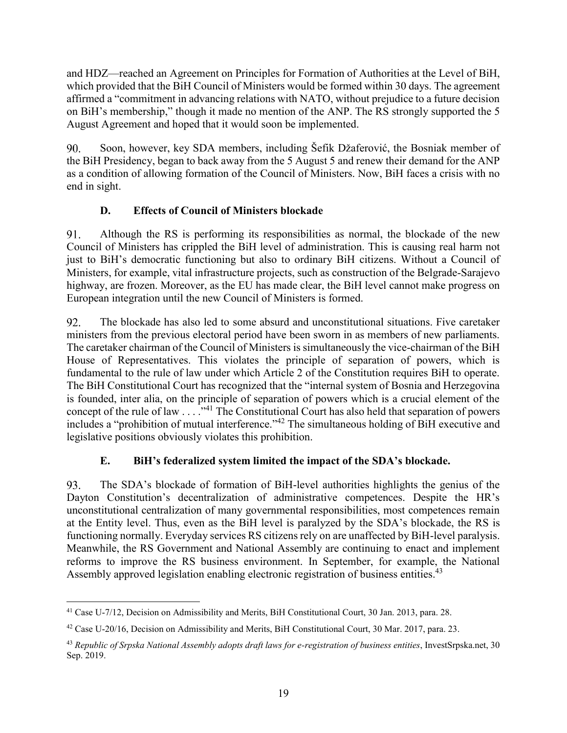and HDZ—reached an Agreement on Principles for Formation of Authorities at the Level of BiH, which provided that the BiH Council of Ministers would be formed within 30 days. The agreement affirmed a "commitment in advancing relations with NATO, without prejudice to a future decision on BiH's membership," though it made no mention of the ANP. The RS strongly supported the 5 August Agreement and hoped that it would soon be implemented.

90. Soon, however, key SDA members, including Šefik Džaferović, the Bosniak member of the BiH Presidency, began to back away from the 5 August 5 and renew their demand for the ANP as a condition of allowing formation of the Council of Ministers. Now, BiH faces a crisis with no end in sight.

### D. Effects of Council of Ministers blockade

91. Although the RS is performing its responsibilities as normal, the blockade of the new Council of Ministers has crippled the BiH level of administration. This is causing real harm not just to BiH's democratic functioning but also to ordinary BiH citizens. Without a Council of Ministers, for example, vital infrastructure projects, such as construction of the Belgrade-Sarajevo highway, are frozen. Moreover, as the EU has made clear, the BiH level cannot make progress on European integration until the new Council of Ministers is formed.

92. The blockade has also led to some absurd and unconstitutional situations. Five caretaker ministers from the previous electoral period have been sworn in as members of new parliaments. The caretaker chairman of the Council of Ministers is simultaneously the vice-chairman of the BiH House of Representatives. This violates the principle of separation of powers, which is fundamental to the rule of law under which Article 2 of the Constitution requires BiH to operate. The BiH Constitutional Court has recognized that the "internal system of Bosnia and Herzegovina is founded, inter alia, on the principle of separation of powers which is a crucial element of the concept of the rule of law . . . ."[41] The Constitutional Court has also held that separation of powers includes a "prohibition of mutual interference."[42] The simultaneous holding of BiH executive and legislative positions obviously violates this prohibition.

### E. BiH's federalized system limited the impact of the SDA's blockade.

93. The SDA's blockade of formation of BiH-level authorities highlights the genius of the Dayton Constitution's decentralization of administrative competences. Despite the HR's unconstitutional centralization of many governmental responsibilities, most competences remain at the Entity level. Thus, even as the BiH level is paralyzed by the SDA's blockade, the RS is functioning normally. Everyday services RS citizens rely on are unaffected by BiH-level paralysis. Meanwhile, the RS Government and National Assembly are continuing to enact and implement reforms to improve the RS business environment. In September, for example, the National Assembly approved legislation enabling electronic registration of business entities.[43]

---

[41] Case U-7/12, Decision on Admissibility and Merits, BiH Constitutional Court, 30 Jan. 2013, para. 28.

[42] Case U-20/16, Decision on Admissibility and Merits, BiH Constitutional Court, 30 Mar. 2017, para. 23.

[43] *Republic of Srpska National Assembly adopts draft laws for e-registration of business entities*, InvestSrpska.net, 30 Sep. 2019.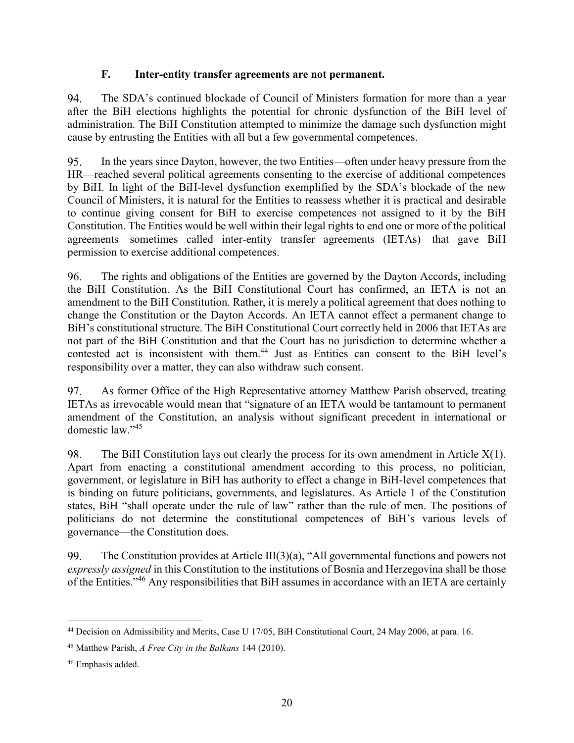### F. Inter-entity transfer agreements are not permanent.

94. The SDA's continued blockade of Council of Ministers formation for more than a year after the BiH elections highlights the potential for chronic dysfunction of the BiH level of administration. The BiH Constitution attempted to minimize the damage such dysfunction might cause by entrusting the Entities with all but a few governmental competences.

95. In the years since Dayton, however, the two Entities—often under heavy pressure from the HR—reached several political agreements consenting to the exercise of additional competences by BiH. In light of the BiH-level dysfunction exemplified by the SDA's blockade of the new Council of Ministers, it is natural for the Entities to reassess whether it is practical and desirable to continue giving consent for BiH to exercise competences not assigned to it by the BiH Constitution. The Entities would be well within their legal rights to end one or more of the political agreements—sometimes called inter-entity transfer agreements (IETAs)—that gave BiH permission to exercise additional competences.

96. The rights and obligations of the Entities are governed by the Dayton Accords, including the BiH Constitution. As the BiH Constitutional Court has confirmed, an IETA is not an amendment to the BiH Constitution. Rather, it is merely a political agreement that does nothing to change the Constitution or the Dayton Accords. An IETA cannot effect a permanent change to BiH's constitutional structure. The BiH Constitutional Court correctly held in 2006 that IETAs are not part of the BiH Constitution and that the Court has no jurisdiction to determine whether a contested act is inconsistent with them.[44] Just as Entities can consent to the BiH level's responsibility over a matter, they can also withdraw such consent.

97. As former Office of the High Representative attorney Matthew Parish observed, treating IETAs as irrevocable would mean that "signature of an IETA would be tantamount to permanent amendment of the Constitution, an analysis without significant precedent in international or domestic law."[45]

98. The BiH Constitution lays out clearly the process for its own amendment in Article X(1). Apart from enacting a constitutional amendment according to this process, no politician, government, or legislature in BiH has authority to effect a change in BiH-level competences that is binding on future politicians, governments, and legislatures. As Article 1 of the Constitution states, BiH "shall operate under the rule of law" rather than the rule of men. The positions of politicians do not determine the constitutional competences of BiH's various levels of governance—the Constitution does.

99. The Constitution provides at Article III(3)(a), "All governmental functions and powers not *expressly assigned* in this Constitution to the institutions of Bosnia and Herzegovina shall be those of the Entities."[46] Any responsibilities that BiH assumes in accordance with an IETA are certainly

---

[44] Decision on Admissibility and Merits, Case U 17/05, BiH Constitutional Court, 24 May 2006, at para. 16.

[45] Matthew Parish, *A Free City in the Balkans* 144 (2010).

[46] Emphasis added.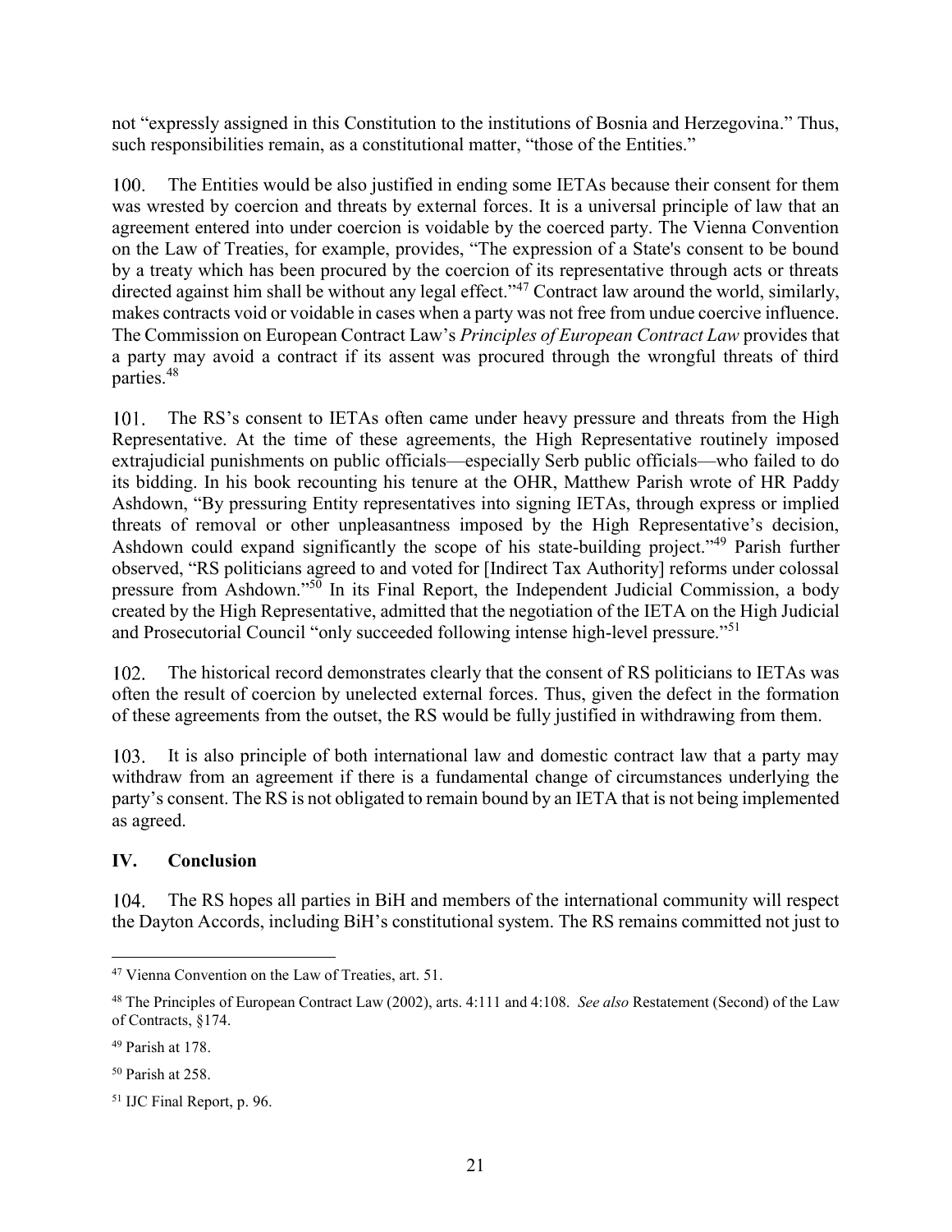not "expressly assigned in this Constitution to the institutions of Bosnia and Herzegovina." Thus, such responsibilities remain, as a constitutional matter, "those of the Entities."

100. The Entities would be also justified in ending some IETAs because their consent for them was wrested by coercion and threats by external forces. It is a universal principle of law that an agreement entered into under coercion is voidable by the coerced party. The Vienna Convention on the Law of Treaties, for example, provides, "The expression of a State's consent to be bound by a treaty which has been procured by the coercion of its representative through acts or threats directed against him shall be without any legal effect."[47] Contract law around the world, similarly, makes contracts void or voidable in cases when a party was not free from undue coercive influence. The Commission on European Contract Law's *Principles of European Contract Law* provides that a party may avoid a contract if its assent was procured through the wrongful threats of third parties.[48]

101. The RS's consent to IETAs often came under heavy pressure and threats from the High Representative. At the time of these agreements, the High Representative routinely imposed extrajudicial punishments on public officials—especially Serb public officials—who failed to do its bidding. In his book recounting his tenure at the OHR, Matthew Parish wrote of HR Paddy Ashdown, "By pressuring Entity representatives into signing IETAs, through express or implied threats of removal or other unpleasantness imposed by the High Representative's decision, Ashdown could expand significantly the scope of his state-building project."[49] Parish further observed, "RS politicians agreed to and voted for [Indirect Tax Authority] reforms under colossal pressure from Ashdown."[50] In its Final Report, the Independent Judicial Commission, a body created by the High Representative, admitted that the negotiation of the IETA on the High Judicial and Prosecutorial Council "only succeeded following intense high-level pressure."[51]

102. The historical record demonstrates clearly that the consent of RS politicians to IETAs was often the result of coercion by unelected external forces. Thus, given the defect in the formation of these agreements from the outset, the RS would be fully justified in withdrawing from them.

103. It is also principle of both international law and domestic contract law that a party may withdraw from an agreement if there is a fundamental change of circumstances underlying the party's consent. The RS is not obligated to remain bound by an IETA that is not being implemented as agreed.

## IV. Conclusion

104. The RS hopes all parties in BiH and members of the international community will respect the Dayton Accords, including BiH's constitutional system. The RS remains committed not just to

---

[47] Vienna Convention on the Law of Treaties, art. 51.

[48] The Principles of European Contract Law (2002), arts. 4:111 and 4:108. *See also* Restatement (Second) of the Law of Contracts, §174.

[49] Parish at 178.

[50] Parish at 258.

[51] IJC Final Report, p. 96.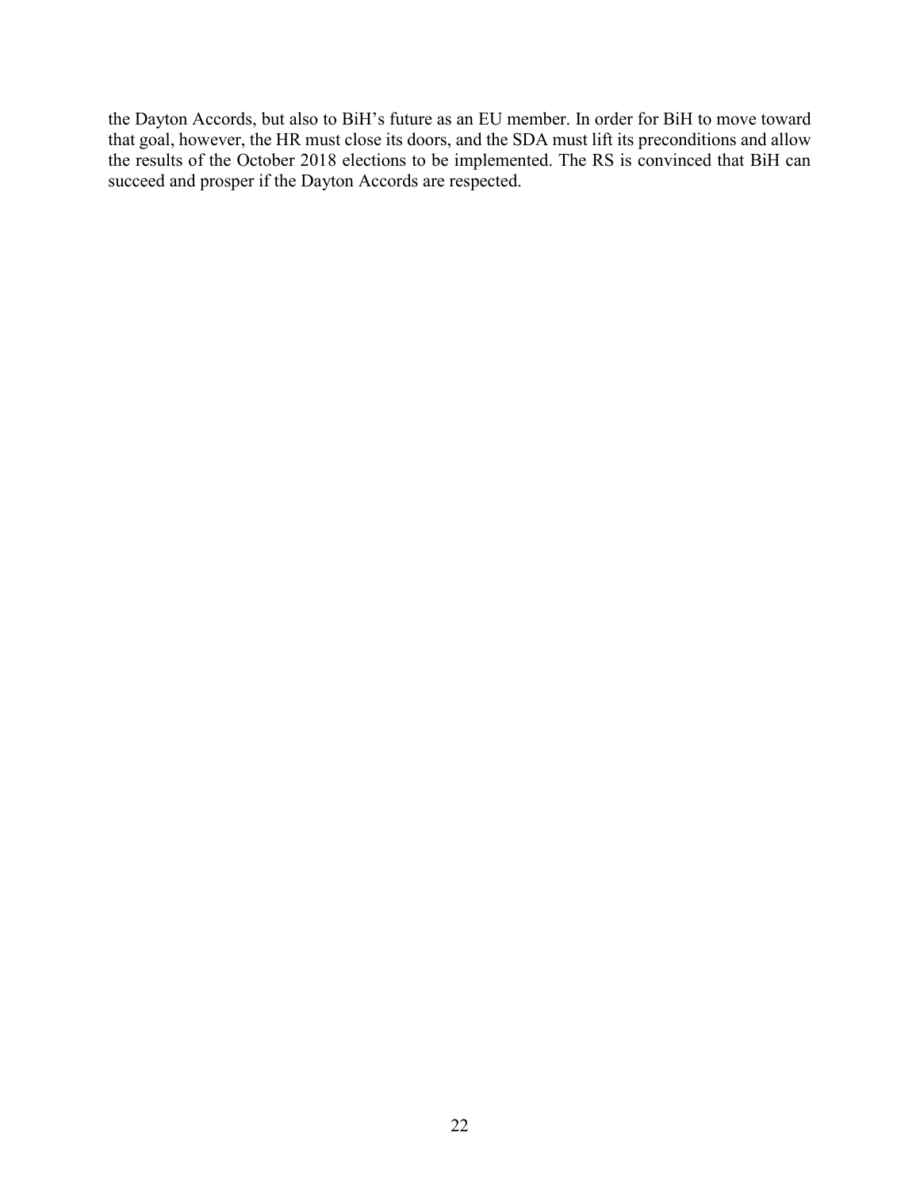the Dayton Accords, but also to BiH's future as an EU member. In order for BiH to move toward that goal, however, the HR must close its doors, and the SDA must lift its preconditions and allow the results of the October 2018 elections to be implemented. The RS is convinced that BiH can succeed and prosper if the Dayton Accords are respected.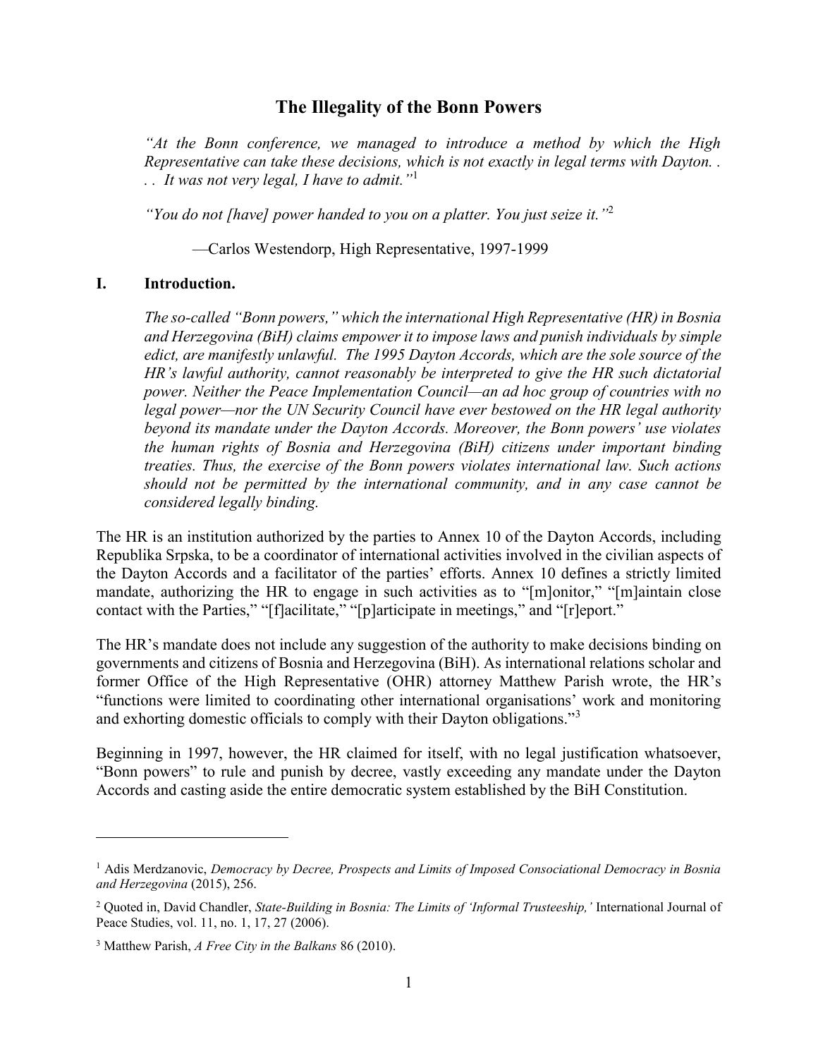# The Illegality of the Bonn Powers

*"At the Bonn conference, we managed to introduce a method by which the High Representative can take these decisions, which is not exactly in legal terms with Dayton. . . . It was not very legal, I have to admit."*[1]

*"You do not [have] power handed to you on a platter. You just seize it."*[2]

—Carlos Westendorp, High Representative, 1997-1999

## I. Introduction.

*The so-called "Bonn powers," which the international High Representative (HR) in Bosnia and Herzegovina (BiH) claims empower it to impose laws and punish individuals by simple edict, are manifestly unlawful. The 1995 Dayton Accords, which are the sole source of the HR's lawful authority, cannot reasonably be interpreted to give the HR such dictatorial power. Neither the Peace Implementation Council—an ad hoc group of countries with no legal power—nor the UN Security Council have ever bestowed on the HR legal authority beyond its mandate under the Dayton Accords. Moreover, the Bonn powers' use violates the human rights of Bosnia and Herzegovina (BiH) citizens under important binding treaties. Thus, the exercise of the Bonn powers violates international law. Such actions should not be permitted by the international community, and in any case cannot be considered legally binding.*

The HR is an institution authorized by the parties to Annex 10 of the Dayton Accords, including Republika Srpska, to be a coordinator of international activities involved in the civilian aspects of the Dayton Accords and a facilitator of the parties' efforts. Annex 10 defines a strictly limited mandate, authorizing the HR to engage in such activities as to "[m]onitor," "[m]aintain close contact with the Parties," "[f]acilitate," "[p]articipate in meetings," and "[r]eport."

The HR's mandate does not include any suggestion of the authority to make decisions binding on governments and citizens of Bosnia and Herzegovina (BiH). As international relations scholar and former Office of the High Representative (OHR) attorney Matthew Parish wrote, the HR's "functions were limited to coordinating other international organisations' work and monitoring and exhorting domestic officials to comply with their Dayton obligations."[3]

Beginning in 1997, however, the HR claimed for itself, with no legal justification whatsoever, "Bonn powers" to rule and punish by decree, vastly exceeding any mandate under the Dayton Accords and casting aside the entire democratic system established by the BiH Constitution.

---

[1] Adis Merdzanovic, *Democracy by Decree, Prospects and Limits of Imposed Consociational Democracy in Bosnia and Herzegovina* (2015), 256.

[2] Quoted in, David Chandler, *State-Building in Bosnia: The Limits of 'Informal Trusteeship,'* International Journal of Peace Studies, vol. 11, no. 1, 17, 27 (2006).

[3] Matthew Parish, *A Free City in the Balkans* 86 (2010).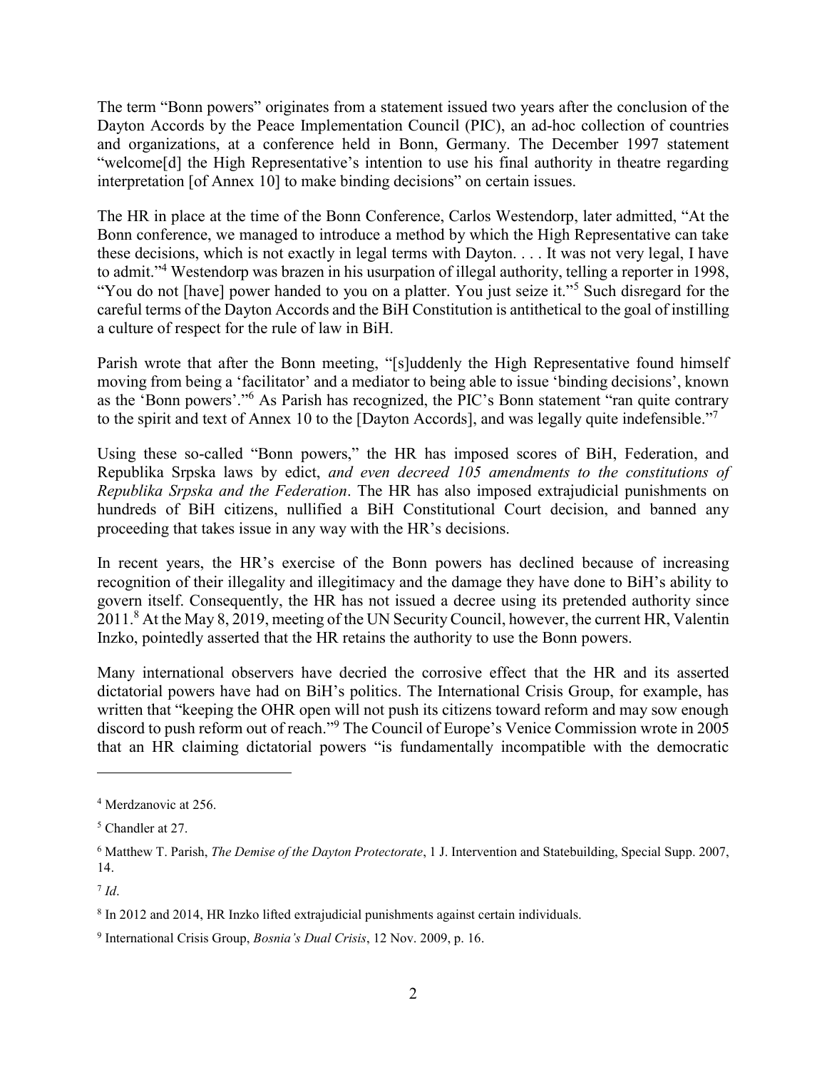The term "Bonn powers" originates from a statement issued two years after the conclusion of the Dayton Accords by the Peace Implementation Council (PIC), an ad-hoc collection of countries and organizations, at a conference held in Bonn, Germany. The December 1997 statement "welcome[d] the High Representative's intention to use his final authority in theatre regarding interpretation [of Annex 10] to make binding decisions" on certain issues.

The HR in place at the time of the Bonn Conference, Carlos Westendorp, later admitted, "At the Bonn conference, we managed to introduce a method by which the High Representative can take these decisions, which is not exactly in legal terms with Dayton. . . . It was not very legal, I have to admit."[4] Westendorp was brazen in his usurpation of illegal authority, telling a reporter in 1998, "You do not [have] power handed to you on a platter. You just seize it."[5] Such disregard for the careful terms of the Dayton Accords and the BiH Constitution is antithetical to the goal of instilling a culture of respect for the rule of law in BiH.

Parish wrote that after the Bonn meeting, "[s]uddenly the High Representative found himself moving from being a 'facilitator' and a mediator to being able to issue 'binding decisions', known as the 'Bonn powers'."[6] As Parish has recognized, the PIC's Bonn statement "ran quite contrary to the spirit and text of Annex 10 to the [Dayton Accords], and was legally quite indefensible."[7]

Using these so-called "Bonn powers," the HR has imposed scores of BiH, Federation, and Republika Srpska laws by edict, *and even decreed 105 amendments to the constitutions of Republika Srpska and the Federation*. The HR has also imposed extrajudicial punishments on hundreds of BiH citizens, nullified a BiH Constitutional Court decision, and banned any proceeding that takes issue in any way with the HR's decisions.

In recent years, the HR's exercise of the Bonn powers has declined because of increasing recognition of their illegality and illegitimacy and the damage they have done to BiH's ability to govern itself. Consequently, the HR has not issued a decree using its pretended authority since 2011.[8] At the May 8, 2019, meeting of the UN Security Council, however, the current HR, Valentin Inzko, pointedly asserted that the HR retains the authority to use the Bonn powers.

Many international observers have decried the corrosive effect that the HR and its asserted dictatorial powers have had on BiH's politics. The International Crisis Group, for example, has written that "keeping the OHR open will not push its citizens toward reform and may sow enough discord to push reform out of reach."[9] The Council of Europe's Venice Commission wrote in 2005 that an HR claiming dictatorial powers "is fundamentally incompatible with the democratic

---

[4] Merdzanovic at 256.

[5] Chandler at 27.

[6] Matthew T. Parish, *The Demise of the Dayton Protectorate*, 1 J. Intervention and Statebuilding, Special Supp. 2007, 14.

[7] *Id*.

[8] In 2012 and 2014, HR Inzko lifted extrajudicial punishments against certain individuals.

[9] International Crisis Group, *Bosnia's Dual Crisis*, 12 Nov. 2009, p. 16.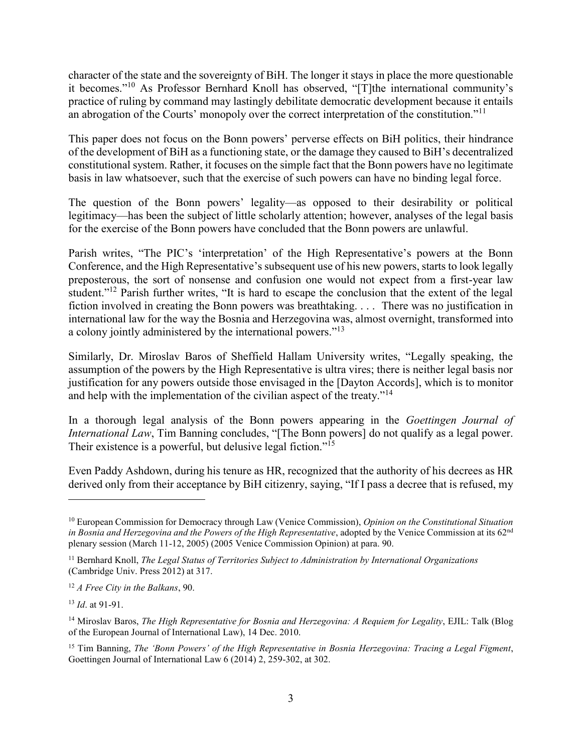character of the state and the sovereignty of BiH. The longer it stays in place the more questionable it becomes."[10] As Professor Bernhard Knoll has observed, "[T]the international community's practice of ruling by command may lastingly debilitate democratic development because it entails an abrogation of the Courts' monopoly over the correct interpretation of the constitution."[11]

This paper does not focus on the Bonn powers' perverse effects on BiH politics, their hindrance of the development of BiH as a functioning state, or the damage they caused to BiH's decentralized constitutional system. Rather, it focuses on the simple fact that the Bonn powers have no legitimate basis in law whatsoever, such that the exercise of such powers can have no binding legal force.

The question of the Bonn powers' legality—as opposed to their desirability or political legitimacy—has been the subject of little scholarly attention; however, analyses of the legal basis for the exercise of the Bonn powers have concluded that the Bonn powers are unlawful.

Parish writes, "The PIC's 'interpretation' of the High Representative's powers at the Bonn Conference, and the High Representative's subsequent use of his new powers, starts to look legally preposterous, the sort of nonsense and confusion one would not expect from a first-year law student."[12] Parish further writes, "It is hard to escape the conclusion that the extent of the legal fiction involved in creating the Bonn powers was breathtaking. . . . There was no justification in international law for the way the Bosnia and Herzegovina was, almost overnight, transformed into a colony jointly administered by the international powers."[13]

Similarly, Dr. Miroslav Baros of Sheffield Hallam University writes, "Legally speaking, the assumption of the powers by the High Representative is ultra vires; there is neither legal basis nor justification for any powers outside those envisaged in the [Dayton Accords], which is to monitor and help with the implementation of the civilian aspect of the treaty."[14]

In a thorough legal analysis of the Bonn powers appearing in the *Goettingen Journal of International Law*, Tim Banning concludes, "[The Bonn powers] do not qualify as a legal power. Their existence is a powerful, but delusive legal fiction."[15]

Even Paddy Ashdown, during his tenure as HR, recognized that the authority of his decrees as HR derived only from their acceptance by BiH citizenry, saying, "If I pass a decree that is refused, my

---

[10] European Commission for Democracy through Law (Venice Commission), *Opinion on the Constitutional Situation in Bosnia and Herzegovina and the Powers of the High Representative*, adopted by the Venice Commission at its 62nd plenary session (March 11-12, 2005) (2005 Venice Commission Opinion) at para. 90.

[11] Bernhard Knoll, *The Legal Status of Territories Subject to Administration by International Organizations* (Cambridge Univ. Press 2012) at 317.

[12] *A Free City in the Balkans*, 90.

[13] *Id*. at 91-91.

[14] Miroslav Baros, *The High Representative for Bosnia and Herzegovina: A Requiem for Legality*, EJIL: Talk (Blog of the European Journal of International Law), 14 Dec. 2010.

[15] Tim Banning, *The 'Bonn Powers' of the High Representative in Bosnia Herzegovina: Tracing a Legal Figment*, Goettingen Journal of International Law 6 (2014) 2, 259-302, at 302.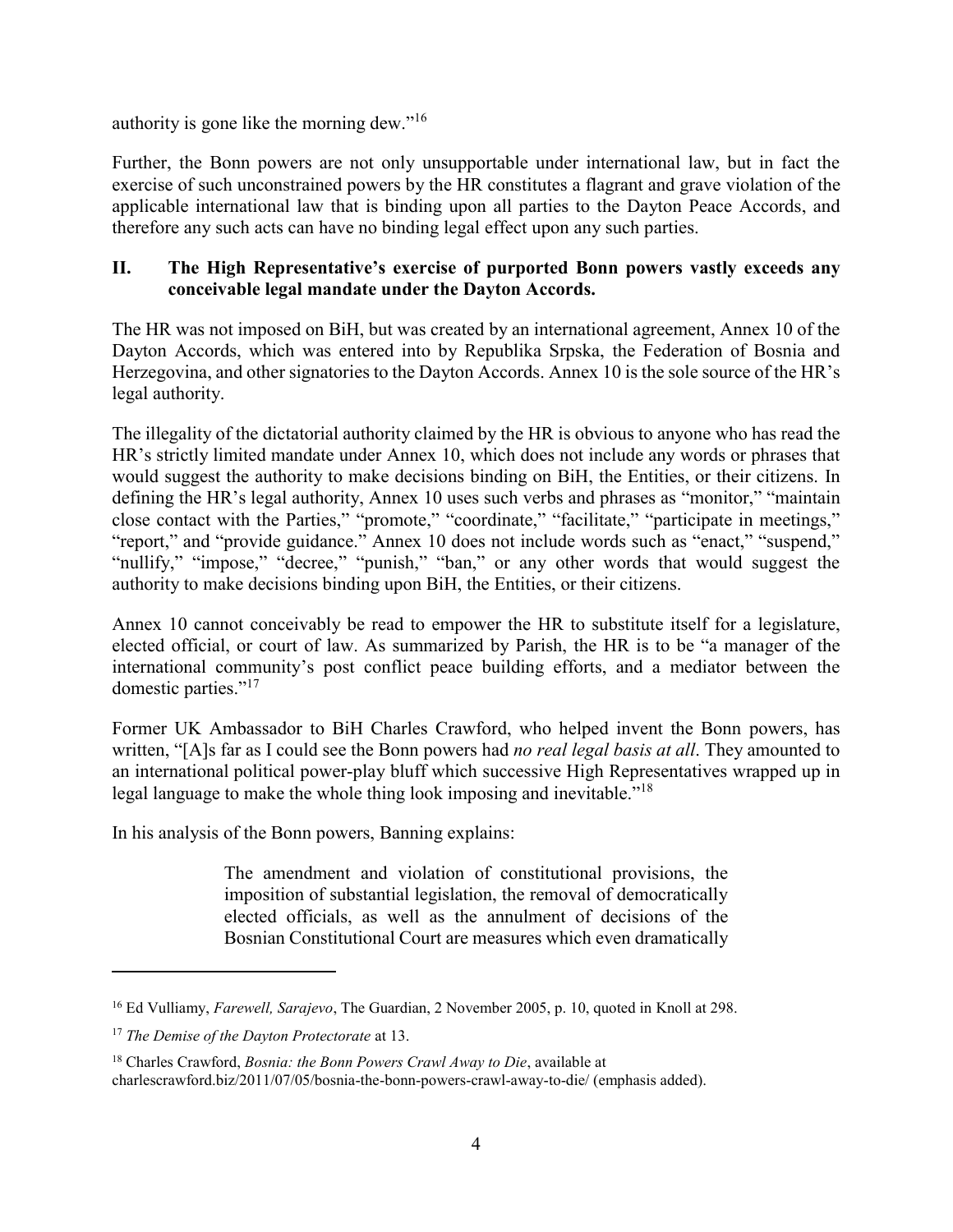authority is gone like the morning dew."[16]

Further, the Bonn powers are not only unsupportable under international law, but in fact the exercise of such unconstrained powers by the HR constitutes a flagrant and grave violation of the applicable international law that is binding upon all parties to the Dayton Peace Accords, and therefore any such acts can have no binding legal effect upon any such parties.

## II. The High Representative's exercise of purported Bonn powers vastly exceeds any conceivable legal mandate under the Dayton Accords.

The HR was not imposed on BiH, but was created by an international agreement, Annex 10 of the Dayton Accords, which was entered into by Republika Srpska, the Federation of Bosnia and Herzegovina, and other signatories to the Dayton Accords. Annex 10 is the sole source of the HR's legal authority.

The illegality of the dictatorial authority claimed by the HR is obvious to anyone who has read the HR's strictly limited mandate under Annex 10, which does not include any words or phrases that would suggest the authority to make decisions binding on BiH, the Entities, or their citizens. In defining the HR's legal authority, Annex 10 uses such verbs and phrases as "monitor," "maintain close contact with the Parties," "promote," "coordinate," "facilitate," "participate in meetings," "report," and "provide guidance." Annex 10 does not include words such as "enact," "suspend," "nullify," "impose," "decree," "punish," "ban," or any other words that would suggest the authority to make decisions binding upon BiH, the Entities, or their citizens.

Annex 10 cannot conceivably be read to empower the HR to substitute itself for a legislature, elected official, or court of law. As summarized by Parish, the HR is to be "a manager of the international community's post conflict peace building efforts, and a mediator between the domestic parties."[17]

Former UK Ambassador to BiH Charles Crawford, who helped invent the Bonn powers, has written, "[A]s far as I could see the Bonn powers had *no real legal basis at all*. They amounted to an international political power-play bluff which successive High Representatives wrapped up in legal language to make the whole thing look imposing and inevitable."[18]

In his analysis of the Bonn powers, Banning explains:

> The amendment and violation of constitutional provisions, the imposition of substantial legislation, the removal of democratically elected officials, as well as the annulment of decisions of the Bosnian Constitutional Court are measures which even dramatically

---

[16] Ed Vulliamy, *Farewell, Sarajevo*, The Guardian, 2 November 2005, p. 10, quoted in Knoll at 298.

[17] *The Demise of the Dayton Protectorate* at 13.

[18] Charles Crawford, *Bosnia: the Bonn Powers Crawl Away to Die*, available at charlescrawford.biz/2011/07/05/bosnia-the-bonn-powers-crawl-away-to-die/ (emphasis added).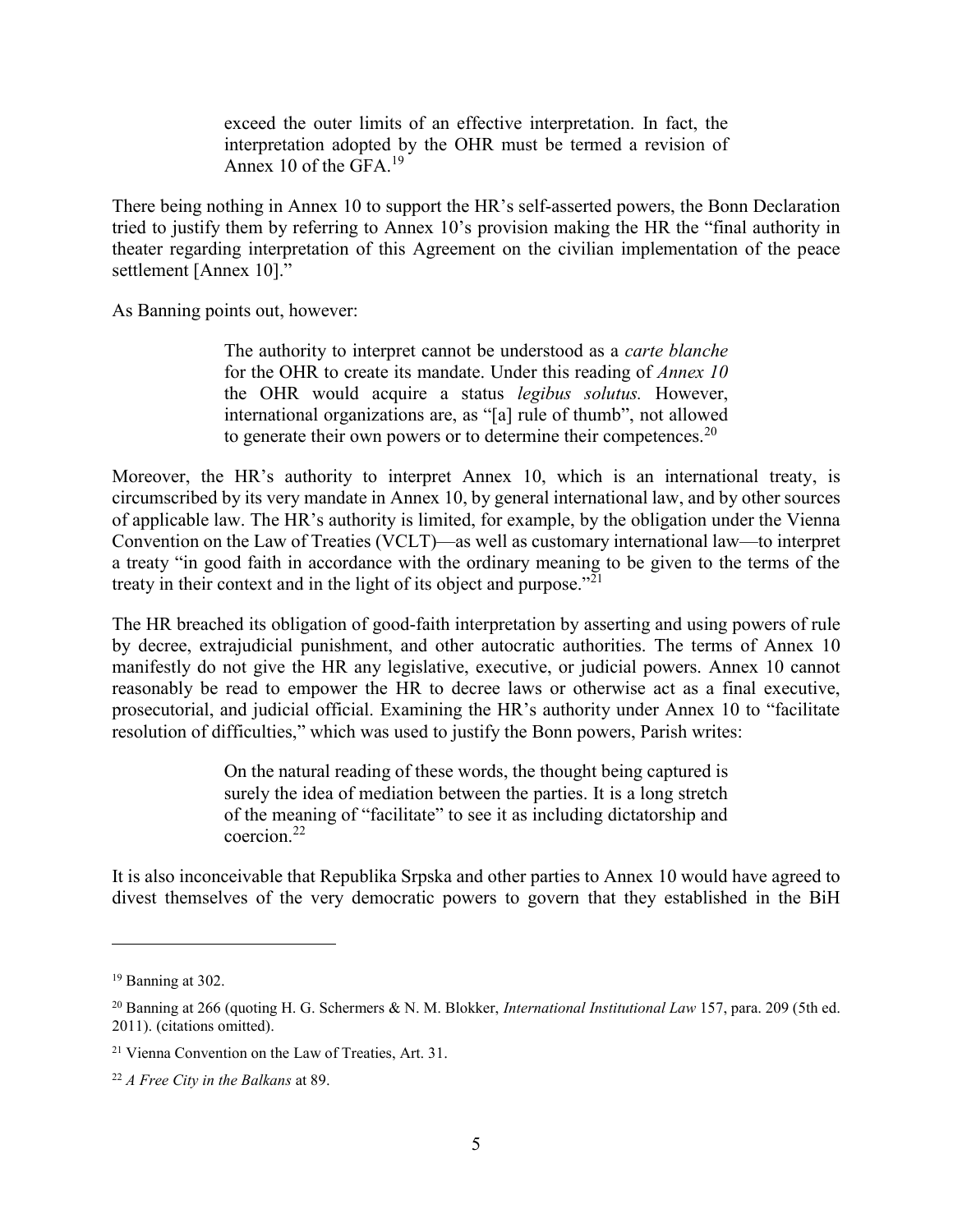> exceed the outer limits of an effective interpretation. In fact, the interpretation adopted by the OHR must be termed a revision of Annex 10 of the GFA.[19]

There being nothing in Annex 10 to support the HR's self-asserted powers, the Bonn Declaration tried to justify them by referring to Annex 10's provision making the HR the "final authority in theater regarding interpretation of this Agreement on the civilian implementation of the peace settlement [Annex 10]."

As Banning points out, however:

> The authority to interpret cannot be understood as a *carte blanche* for the OHR to create its mandate. Under this reading of *Annex 10* the OHR would acquire a status *legibus solutus.* However, international organizations are, as "[a] rule of thumb", not allowed to generate their own powers or to determine their competences.[20]

Moreover, the HR's authority to interpret Annex 10, which is an international treaty, is circumscribed by its very mandate in Annex 10, by general international law, and by other sources of applicable law. The HR's authority is limited, for example, by the obligation under the Vienna Convention on the Law of Treaties (VCLT)—as well as customary international law—to interpret a treaty "in good faith in accordance with the ordinary meaning to be given to the terms of the treaty in their context and in the light of its object and purpose."[21]

The HR breached its obligation of good-faith interpretation by asserting and using powers of rule by decree, extrajudicial punishment, and other autocratic authorities. The terms of Annex 10 manifestly do not give the HR any legislative, executive, or judicial powers. Annex 10 cannot reasonably be read to empower the HR to decree laws or otherwise act as a final executive, prosecutorial, and judicial official. Examining the HR's authority under Annex 10 to "facilitate resolution of difficulties," which was used to justify the Bonn powers, Parish writes:

> On the natural reading of these words, the thought being captured is surely the idea of mediation between the parties. It is a long stretch of the meaning of "facilitate" to see it as including dictatorship and coercion.[22]

It is also inconceivable that Republika Srpska and other parties to Annex 10 would have agreed to divest themselves of the very democratic powers to govern that they established in the BiH

---

[19] Banning at 302.

[20] Banning at 266 (quoting H. G. Schermers & N. M. Blokker, *International Institutional Law* 157, para. 209 (5th ed. 2011). (citations omitted).

[21] Vienna Convention on the Law of Treaties, Art. 31.

[22] *A Free City in the Balkans* at 89.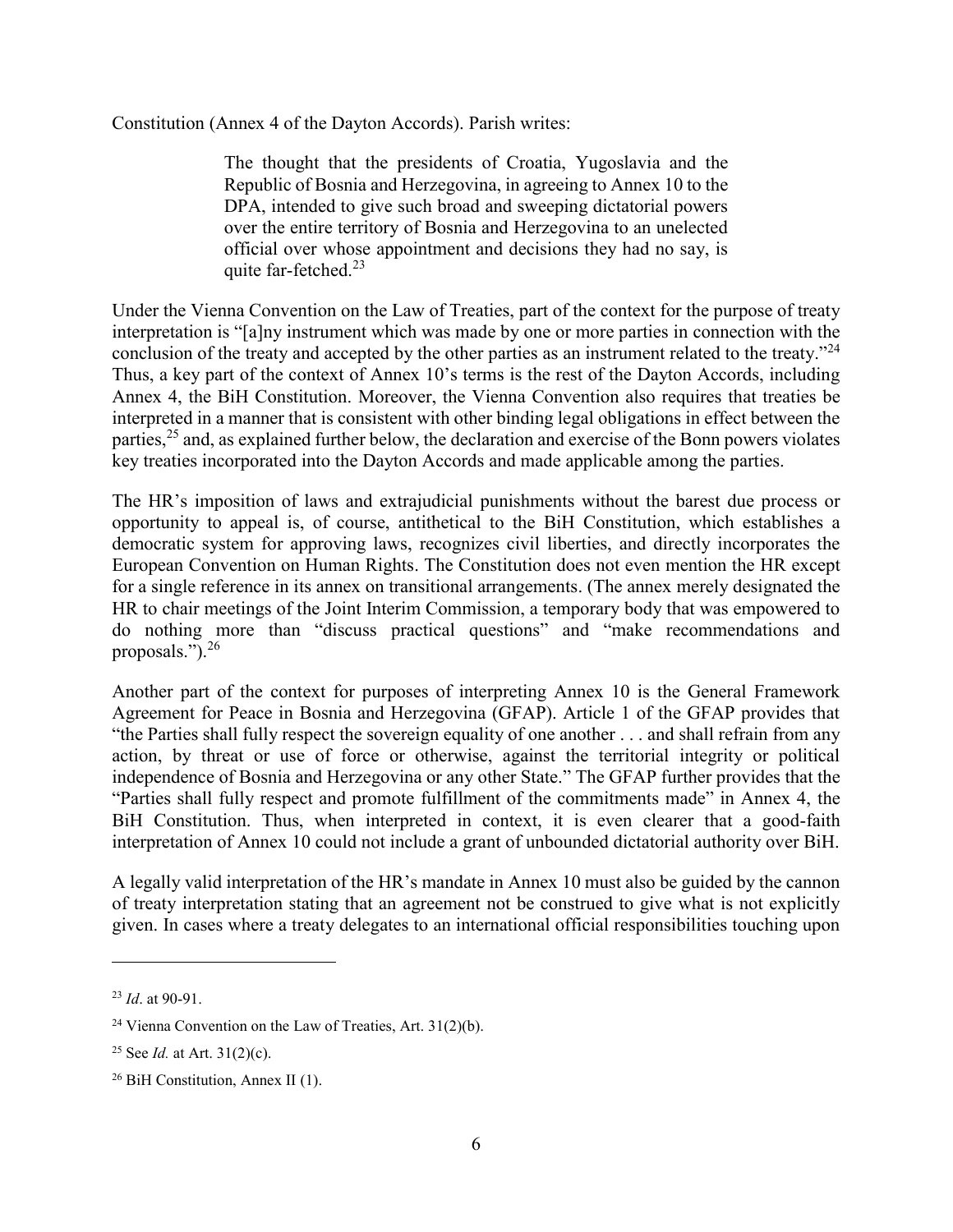Constitution (Annex 4 of the Dayton Accords). Parish writes:

> The thought that the presidents of Croatia, Yugoslavia and the Republic of Bosnia and Herzegovina, in agreeing to Annex 10 to the DPA, intended to give such broad and sweeping dictatorial powers over the entire territory of Bosnia and Herzegovina to an unelected official over whose appointment and decisions they had no say, is quite far-fetched.[23]

Under the Vienna Convention on the Law of Treaties, part of the context for the purpose of treaty interpretation is "[a]ny instrument which was made by one or more parties in connection with the conclusion of the treaty and accepted by the other parties as an instrument related to the treaty."[24] Thus, a key part of the context of Annex 10's terms is the rest of the Dayton Accords, including Annex 4, the BiH Constitution. Moreover, the Vienna Convention also requires that treaties be interpreted in a manner that is consistent with other binding legal obligations in effect between the parties,[25] and, as explained further below, the declaration and exercise of the Bonn powers violates key treaties incorporated into the Dayton Accords and made applicable among the parties.

The HR's imposition of laws and extrajudicial punishments without the barest due process or opportunity to appeal is, of course, antithetical to the BiH Constitution, which establishes a democratic system for approving laws, recognizes civil liberties, and directly incorporates the European Convention on Human Rights. The Constitution does not even mention the HR except for a single reference in its annex on transitional arrangements. (The annex merely designated the HR to chair meetings of the Joint Interim Commission, a temporary body that was empowered to do nothing more than "discuss practical questions" and "make recommendations and proposals.").[26]

Another part of the context for purposes of interpreting Annex 10 is the General Framework Agreement for Peace in Bosnia and Herzegovina (GFAP). Article 1 of the GFAP provides that "the Parties shall fully respect the sovereign equality of one another . . . and shall refrain from any action, by threat or use of force or otherwise, against the territorial integrity or political independence of Bosnia and Herzegovina or any other State." The GFAP further provides that the "Parties shall fully respect and promote fulfillment of the commitments made" in Annex 4, the BiH Constitution. Thus, when interpreted in context, it is even clearer that a good-faith interpretation of Annex 10 could not include a grant of unbounded dictatorial authority over BiH.

A legally valid interpretation of the HR's mandate in Annex 10 must also be guided by the cannon of treaty interpretation stating that an agreement not be construed to give what is not explicitly given. In cases where a treaty delegates to an international official responsibilities touching upon

---

[23] *Id*. at 90-91.

[24] Vienna Convention on the Law of Treaties, Art. 31(2)(b).

[25] See *Id.* at Art. 31(2)(c).

[26] BiH Constitution, Annex II (1).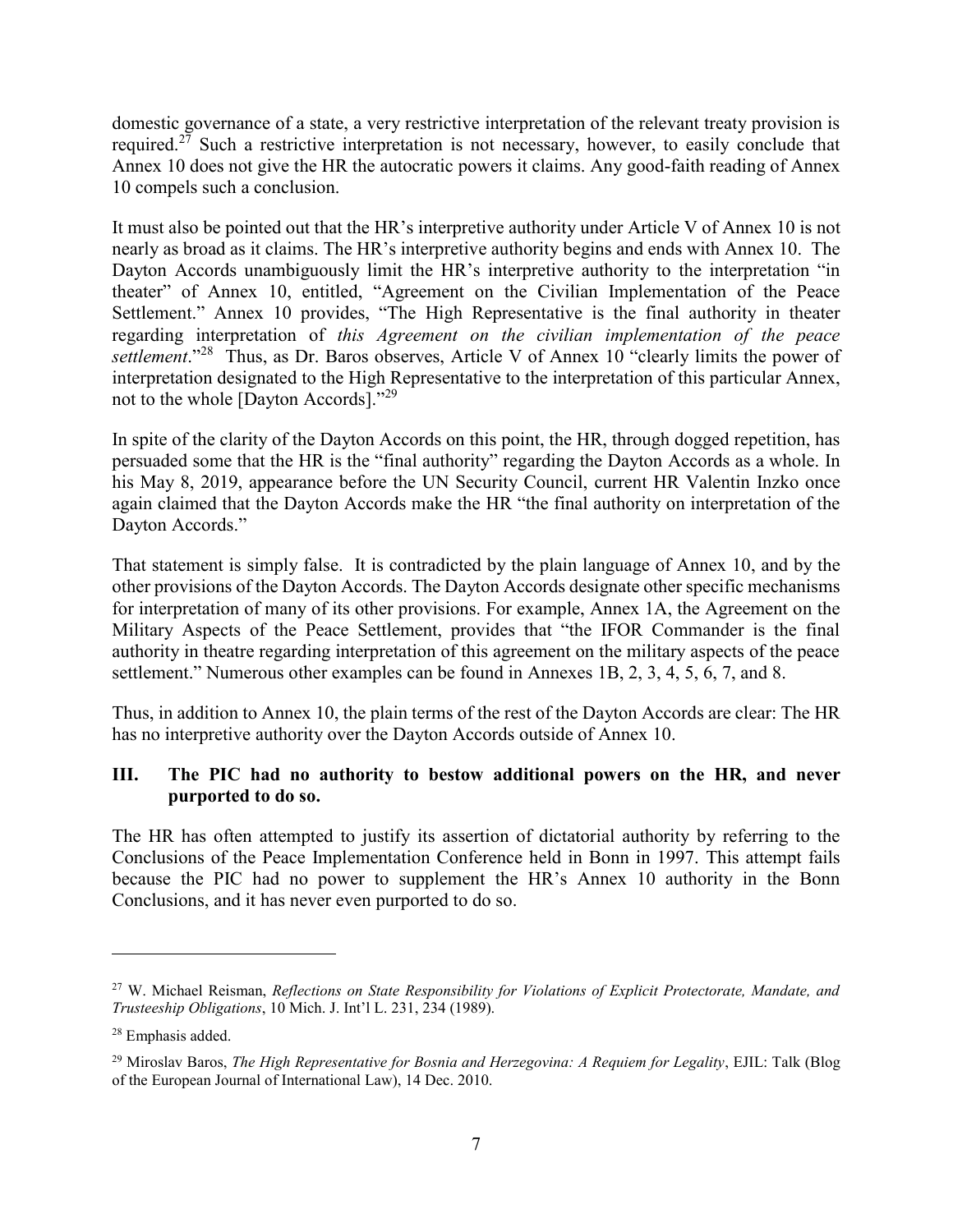domestic governance of a state, a very restrictive interpretation of the relevant treaty provision is required.[27] Such a restrictive interpretation is not necessary, however, to easily conclude that Annex 10 does not give the HR the autocratic powers it claims. Any good-faith reading of Annex 10 compels such a conclusion.

It must also be pointed out that the HR's interpretive authority under Article V of Annex 10 is not nearly as broad as it claims. The HR's interpretive authority begins and ends with Annex 10. The Dayton Accords unambiguously limit the HR's interpretive authority to the interpretation "in theater" of Annex 10, entitled, "Agreement on the Civilian Implementation of the Peace Settlement." Annex 10 provides, "The High Representative is the final authority in theater regarding interpretation of *this Agreement on the civilian implementation of the peace settlement*."[28] Thus, as Dr. Baros observes, Article V of Annex 10 "clearly limits the power of interpretation designated to the High Representative to the interpretation of this particular Annex, not to the whole [Dayton Accords]."[29]

In spite of the clarity of the Dayton Accords on this point, the HR, through dogged repetition, has persuaded some that the HR is the "final authority" regarding the Dayton Accords as a whole. In his May 8, 2019, appearance before the UN Security Council, current HR Valentin Inzko once again claimed that the Dayton Accords make the HR "the final authority on interpretation of the Dayton Accords."

That statement is simply false. It is contradicted by the plain language of Annex 10, and by the other provisions of the Dayton Accords. The Dayton Accords designate other specific mechanisms for interpretation of many of its other provisions. For example, Annex 1A, the Agreement on the Military Aspects of the Peace Settlement, provides that "the IFOR Commander is the final authority in theatre regarding interpretation of this agreement on the military aspects of the peace settlement." Numerous other examples can be found in Annexes 1B, 2, 3, 4, 5, 6, 7, and 8.

Thus, in addition to Annex 10, the plain terms of the rest of the Dayton Accords are clear: The HR has no interpretive authority over the Dayton Accords outside of Annex 10.

## III. The PIC had no authority to bestow additional powers on the HR, and never purported to do so.

The HR has often attempted to justify its assertion of dictatorial authority by referring to the Conclusions of the Peace Implementation Conference held in Bonn in 1997. This attempt fails because the PIC had no power to supplement the HR's Annex 10 authority in the Bonn Conclusions, and it has never even purported to do so.

---

[27] W. Michael Reisman, *Reflections on State Responsibility for Violations of Explicit Protectorate, Mandate, and Trusteeship Obligations*, 10 Mich. J. Int'l L. 231, 234 (1989).

[28] Emphasis added.

[29] Miroslav Baros, *The High Representative for Bosnia and Herzegovina: A Requiem for Legality*, EJIL: Talk (Blog of the European Journal of International Law), 14 Dec. 2010.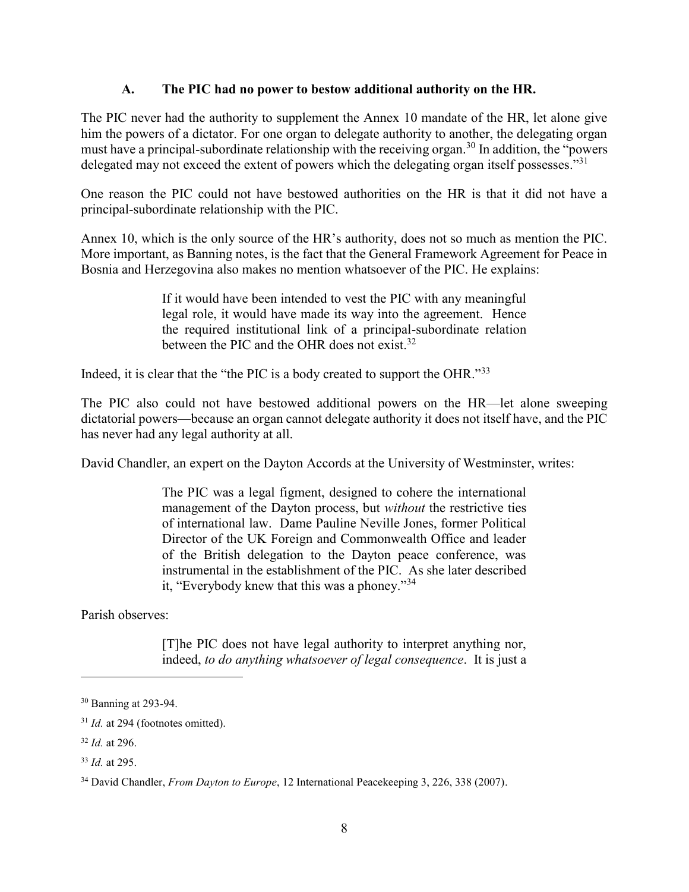### A. The PIC had no power to bestow additional authority on the HR.

The PIC never had the authority to supplement the Annex 10 mandate of the HR, let alone give him the powers of a dictator. For one organ to delegate authority to another, the delegating organ must have a principal-subordinate relationship with the receiving organ.[30] In addition, the "powers delegated may not exceed the extent of powers which the delegating organ itself possesses."[31]

One reason the PIC could not have bestowed authorities on the HR is that it did not have a principal-subordinate relationship with the PIC.

Annex 10, which is the only source of the HR's authority, does not so much as mention the PIC. More important, as Banning notes, is the fact that the General Framework Agreement for Peace in Bosnia and Herzegovina also makes no mention whatsoever of the PIC. He explains:

> If it would have been intended to vest the PIC with any meaningful legal role, it would have made its way into the agreement. Hence the required institutional link of a principal-subordinate relation between the PIC and the OHR does not exist.[32]

Indeed, it is clear that the "the PIC is a body created to support the OHR."[33]

The PIC also could not have bestowed additional powers on the HR—let alone sweeping dictatorial powers—because an organ cannot delegate authority it does not itself have, and the PIC has never had any legal authority at all.

David Chandler, an expert on the Dayton Accords at the University of Westminster, writes:

> The PIC was a legal figment, designed to cohere the international management of the Dayton process, but *without* the restrictive ties of international law. Dame Pauline Neville Jones, former Political Director of the UK Foreign and Commonwealth Office and leader of the British delegation to the Dayton peace conference, was instrumental in the establishment of the PIC. As she later described it, "Everybody knew that this was a phoney."[34]

Parish observes:

> [T]he PIC does not have legal authority to interpret anything nor, indeed, *to do anything whatsoever of legal consequence*. It is just a

---

[30] Banning at 293-94.

[31] *Id.* at 294 (footnotes omitted).

[32] *Id.* at 296.

[33] *Id.* at 295.

[34] David Chandler, *From Dayton to Europe*, 12 International Peacekeeping 3, 226, 338 (2007).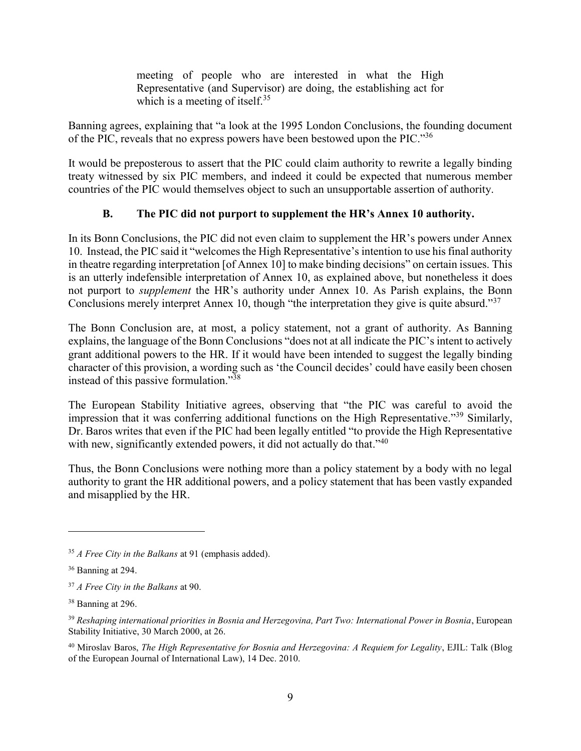> meeting of people who are interested in what the High Representative (and Supervisor) are doing, the establishing act for which is a meeting of itself.[35]

Banning agrees, explaining that "a look at the 1995 London Conclusions, the founding document of the PIC, reveals that no express powers have been bestowed upon the PIC."[36]

It would be preposterous to assert that the PIC could claim authority to rewrite a legally binding treaty witnessed by six PIC members, and indeed it could be expected that numerous member countries of the PIC would themselves object to such an unsupportable assertion of authority.

### B. The PIC did not purport to supplement the HR's Annex 10 authority.

In its Bonn Conclusions, the PIC did not even claim to supplement the HR's powers under Annex 10. Instead, the PIC said it "welcomes the High Representative's intention to use his final authority in theatre regarding interpretation [of Annex 10] to make binding decisions" on certain issues. This is an utterly indefensible interpretation of Annex 10, as explained above, but nonetheless it does not purport to *supplement* the HR's authority under Annex 10. As Parish explains, the Bonn Conclusions merely interpret Annex 10, though "the interpretation they give is quite absurd."[37]

The Bonn Conclusion are, at most, a policy statement, not a grant of authority. As Banning explains, the language of the Bonn Conclusions "does not at all indicate the PIC's intent to actively grant additional powers to the HR. If it would have been intended to suggest the legally binding character of this provision, a wording such as 'the Council decides' could have easily been chosen instead of this passive formulation."[38]

The European Stability Initiative agrees, observing that "the PIC was careful to avoid the impression that it was conferring additional functions on the High Representative."[39] Similarly, Dr. Baros writes that even if the PIC had been legally entitled "to provide the High Representative with new, significantly extended powers, it did not actually do that."[40]

Thus, the Bonn Conclusions were nothing more than a policy statement by a body with no legal authority to grant the HR additional powers, and a policy statement that has been vastly expanded and misapplied by the HR.

---

[35] *A Free City in the Balkans* at 91 (emphasis added).

[36] Banning at 294.

[37] *A Free City in the Balkans* at 90.

[38] Banning at 296.

[39] *Reshaping international priorities in Bosnia and Herzegovina, Part Two: International Power in Bosnia*, European Stability Initiative, 30 March 2000, at 26.

[40] Miroslav Baros, *The High Representative for Bosnia and Herzegovina: A Requiem for Legality*, EJIL: Talk (Blog of the European Journal of International Law), 14 Dec. 2010.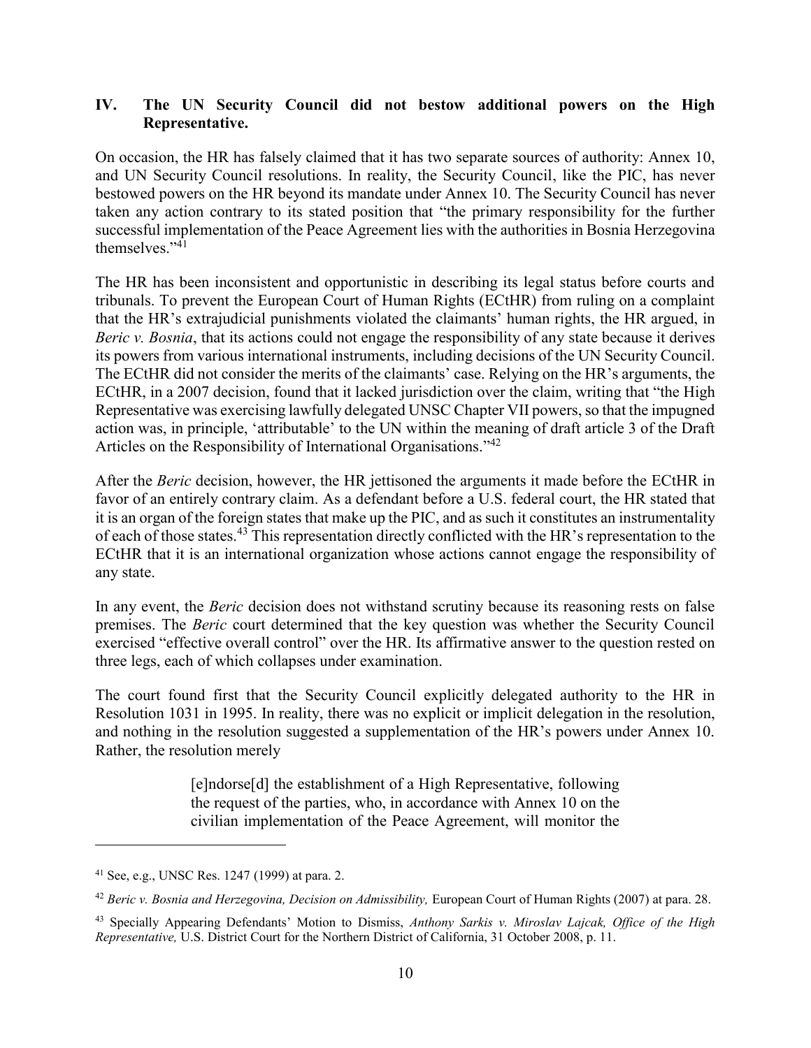## IV. The UN Security Council did not bestow additional powers on the High Representative.

On occasion, the HR has falsely claimed that it has two separate sources of authority: Annex 10, and UN Security Council resolutions. In reality, the Security Council, like the PIC, has never bestowed powers on the HR beyond its mandate under Annex 10. The Security Council has never taken any action contrary to its stated position that "the primary responsibility for the further successful implementation of the Peace Agreement lies with the authorities in Bosnia Herzegovina themselves."[41]

The HR has been inconsistent and opportunistic in describing its legal status before courts and tribunals. To prevent the European Court of Human Rights (ECtHR) from ruling on a complaint that the HR's extrajudicial punishments violated the claimants' human rights, the HR argued, in *Beric v. Bosnia*, that its actions could not engage the responsibility of any state because it derives its powers from various international instruments, including decisions of the UN Security Council. The ECtHR did not consider the merits of the claimants' case. Relying on the HR's arguments, the ECtHR, in a 2007 decision, found that it lacked jurisdiction over the claim, writing that "the High Representative was exercising lawfully delegated UNSC Chapter VII powers, so that the impugned action was, in principle, 'attributable' to the UN within the meaning of draft article 3 of the Draft Articles on the Responsibility of International Organisations."[42]

After the *Beric* decision, however, the HR jettisoned the arguments it made before the ECtHR in favor of an entirely contrary claim. As a defendant before a U.S. federal court, the HR stated that it is an organ of the foreign states that make up the PIC, and as such it constitutes an instrumentality of each of those states.[43] This representation directly conflicted with the HR's representation to the ECtHR that it is an international organization whose actions cannot engage the responsibility of any state.

In any event, the *Beric* decision does not withstand scrutiny because its reasoning rests on false premises. The *Beric* court determined that the key question was whether the Security Council exercised "effective overall control" over the HR. Its affirmative answer to the question rested on three legs, each of which collapses under examination.

The court found first that the Security Council explicitly delegated authority to the HR in Resolution 1031 in 1995. In reality, there was no explicit or implicit delegation in the resolution, and nothing in the resolution suggested a supplementation of the HR's powers under Annex 10. Rather, the resolution merely

> [e]ndorse[d] the establishment of a High Representative, following the request of the parties, who, in accordance with Annex 10 on the civilian implementation of the Peace Agreement, will monitor the

---

[41] See, e.g., UNSC Res. 1247 (1999) at para. 2.

[42] *Beric v. Bosnia and Herzegovina, Decision on Admissibility,* European Court of Human Rights (2007) at para. 28.

[43] Specially Appearing Defendants' Motion to Dismiss, *Anthony Sarkis v. Miroslav Lajcak, Office of the High Representative,* U.S. District Court for the Northern District of California, 31 October 2008, p. 11.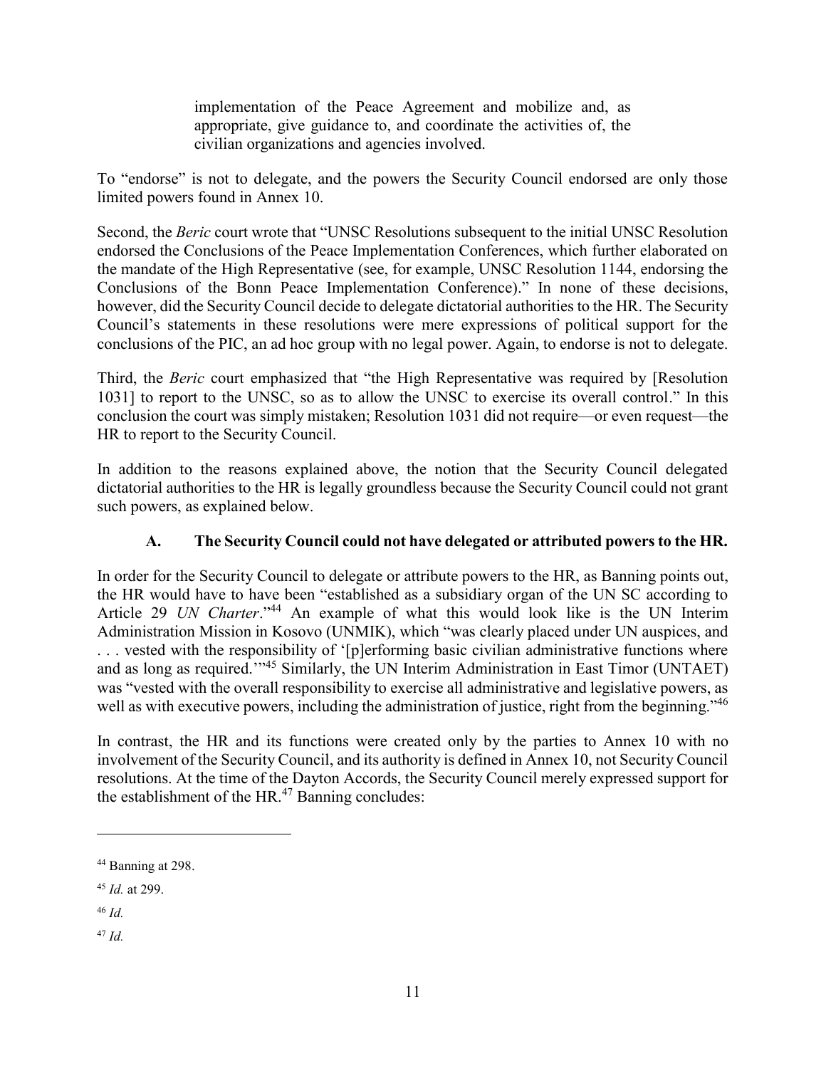> implementation of the Peace Agreement and mobilize and, as appropriate, give guidance to, and coordinate the activities of, the civilian organizations and agencies involved.

To "endorse" is not to delegate, and the powers the Security Council endorsed are only those limited powers found in Annex 10.

Second, the *Beric* court wrote that "UNSC Resolutions subsequent to the initial UNSC Resolution endorsed the Conclusions of the Peace Implementation Conferences, which further elaborated on the mandate of the High Representative (see, for example, UNSC Resolution 1144, endorsing the Conclusions of the Bonn Peace Implementation Conference)." In none of these decisions, however, did the Security Council decide to delegate dictatorial authorities to the HR. The Security Council's statements in these resolutions were mere expressions of political support for the conclusions of the PIC, an ad hoc group with no legal power. Again, to endorse is not to delegate.

Third, the *Beric* court emphasized that "the High Representative was required by [Resolution 1031] to report to the UNSC, so as to allow the UNSC to exercise its overall control." In this conclusion the court was simply mistaken; Resolution 1031 did not require—or even request—the HR to report to the Security Council.

In addition to the reasons explained above, the notion that the Security Council delegated dictatorial authorities to the HR is legally groundless because the Security Council could not grant such powers, as explained below.

### A. The Security Council could not have delegated or attributed powers to the HR.

In order for the Security Council to delegate or attribute powers to the HR, as Banning points out, the HR would have to have been "established as a subsidiary organ of the UN SC according to Article 29 *UN Charter*."[44] An example of what this would look like is the UN Interim Administration Mission in Kosovo (UNMIK), which "was clearly placed under UN auspices, and . . . vested with the responsibility of '[p]erforming basic civilian administrative functions where and as long as required.'"[45] Similarly, the UN Interim Administration in East Timor (UNTAET) was "vested with the overall responsibility to exercise all administrative and legislative powers, as well as with executive powers, including the administration of justice, right from the beginning."[46]

In contrast, the HR and its functions were created only by the parties to Annex 10 with no involvement of the Security Council, and its authority is defined in Annex 10, not Security Council resolutions. At the time of the Dayton Accords, the Security Council merely expressed support for the establishment of the HR.[47] Banning concludes:

---

[44] Banning at 298.

[45] *Id.* at 299.

[46] *Id.*

[47] *Id.*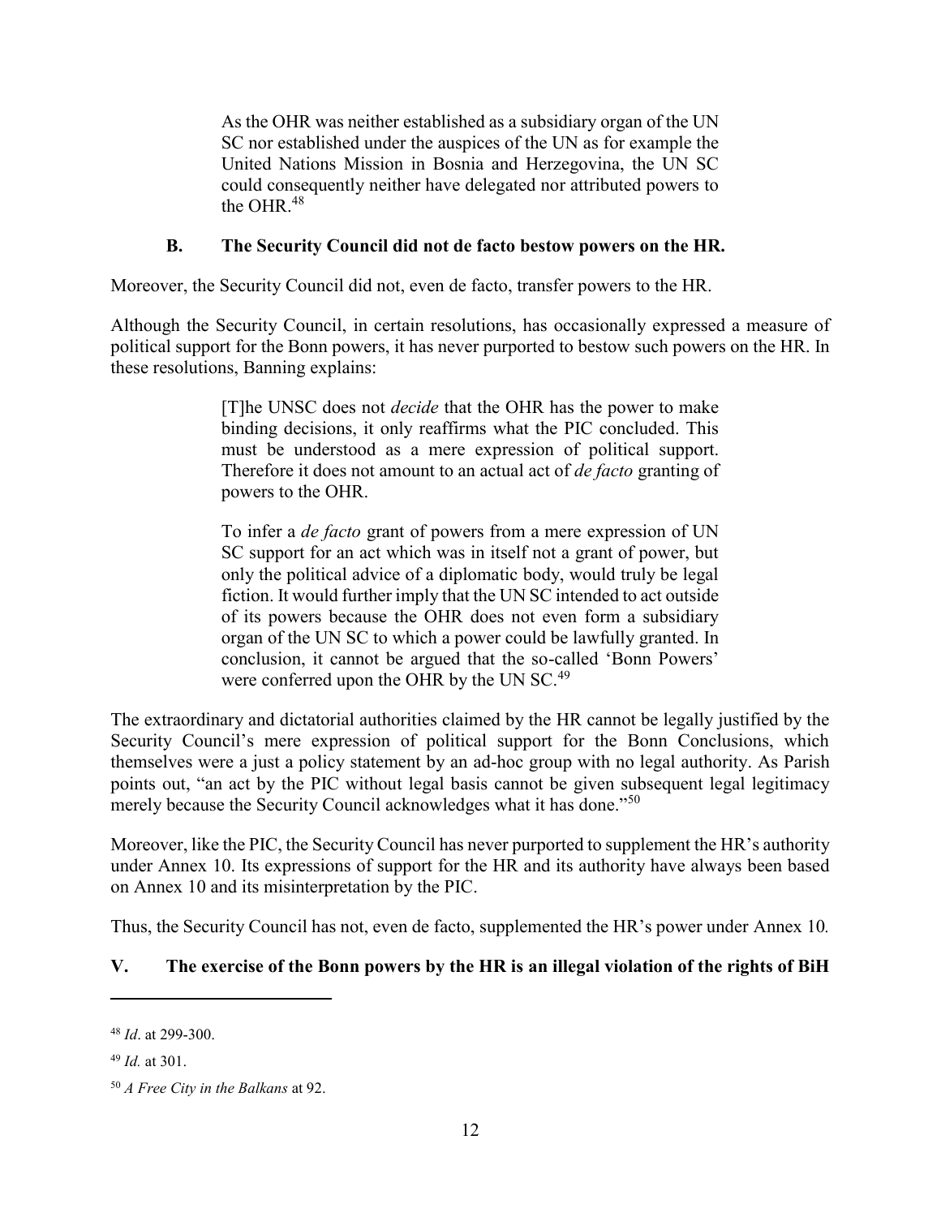> As the OHR was neither established as a subsidiary organ of the UN SC nor established under the auspices of the UN as for example the United Nations Mission in Bosnia and Herzegovina, the UN SC could consequently neither have delegated nor attributed powers to the OHR.[48]

### B. The Security Council did not de facto bestow powers on the HR.

Moreover, the Security Council did not, even de facto, transfer powers to the HR.

Although the Security Council, in certain resolutions, has occasionally expressed a measure of political support for the Bonn powers, it has never purported to bestow such powers on the HR. In these resolutions, Banning explains:

> [T]he UNSC does not *decide* that the OHR has the power to make binding decisions, it only reaffirms what the PIC concluded. This must be understood as a mere expression of political support. Therefore it does not amount to an actual act of *de facto* granting of powers to the OHR.
>
> To infer a *de facto* grant of powers from a mere expression of UN SC support for an act which was in itself not a grant of power, but only the political advice of a diplomatic body, would truly be legal fiction. It would further imply that the UN SC intended to act outside of its powers because the OHR does not even form a subsidiary organ of the UN SC to which a power could be lawfully granted. In conclusion, it cannot be argued that the so-called 'Bonn Powers' were conferred upon the OHR by the UN SC.[49]

The extraordinary and dictatorial authorities claimed by the HR cannot be legally justified by the Security Council's mere expression of political support for the Bonn Conclusions, which themselves were a just a policy statement by an ad-hoc group with no legal authority. As Parish points out, "an act by the PIC without legal basis cannot be given subsequent legal legitimacy merely because the Security Council acknowledges what it has done."[50]

Moreover, like the PIC, the Security Council has never purported to supplement the HR's authority under Annex 10. Its expressions of support for the HR and its authority have always been based on Annex 10 and its misinterpretation by the PIC.

Thus, the Security Council has not, even de facto, supplemented the HR's power under Annex 10*.*

## V. The exercise of the Bonn powers by the HR is an illegal violation of the rights of BiH

---

[48] *Id*. at 299-300.

[49] *Id.* at 301.

[50] *A Free City in the Balkans* at 92.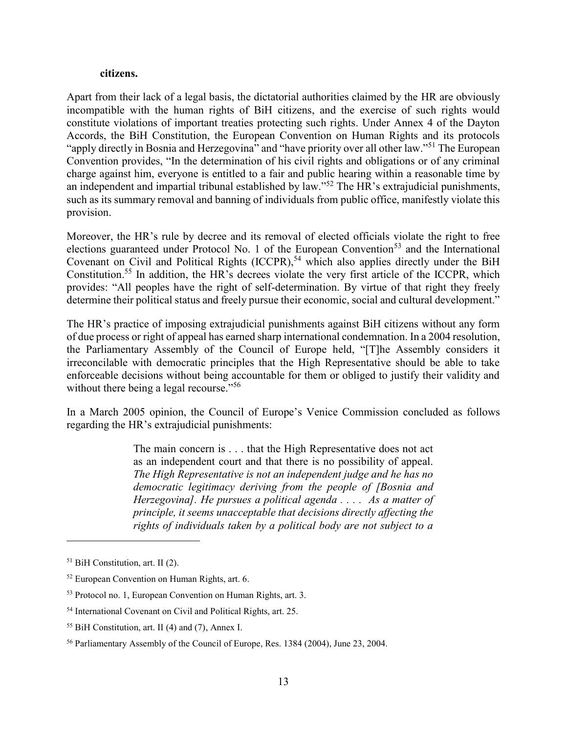**citizens.**

Apart from their lack of a legal basis, the dictatorial authorities claimed by the HR are obviously incompatible with the human rights of BiH citizens, and the exercise of such rights would constitute violations of important treaties protecting such rights. Under Annex 4 of the Dayton Accords, the BiH Constitution, the European Convention on Human Rights and its protocols "apply directly in Bosnia and Herzegovina" and "have priority over all other law."[51] The European Convention provides, "In the determination of his civil rights and obligations or of any criminal charge against him, everyone is entitled to a fair and public hearing within a reasonable time by an independent and impartial tribunal established by law."[52] The HR's extrajudicial punishments, such as its summary removal and banning of individuals from public office, manifestly violate this provision.

Moreover, the HR's rule by decree and its removal of elected officials violate the right to free elections guaranteed under Protocol No. 1 of the European Convention[53] and the International Covenant on Civil and Political Rights (ICCPR),[54] which also applies directly under the BiH Constitution.[55] In addition, the HR's decrees violate the very first article of the ICCPR, which provides: "All peoples have the right of self-determination. By virtue of that right they freely determine their political status and freely pursue their economic, social and cultural development."

The HR's practice of imposing extrajudicial punishments against BiH citizens without any form of due process or right of appeal has earned sharp international condemnation. In a 2004 resolution, the Parliamentary Assembly of the Council of Europe held, "[T]he Assembly considers it irreconcilable with democratic principles that the High Representative should be able to take enforceable decisions without being accountable for them or obliged to justify their validity and without there being a legal recourse."[56]

In a March 2005 opinion, the Council of Europe's Venice Commission concluded as follows regarding the HR's extrajudicial punishments:

> The main concern is . . . that the High Representative does not act as an independent court and that there is no possibility of appeal. *The High Representative is not an independent judge and he has no democratic legitimacy deriving from the people of [Bosnia and Herzegovina]. He pursues a political agenda . . . . As a matter of principle, it seems unacceptable that decisions directly affecting the rights of individuals taken by a political body are not subject to a*

---

[51] BiH Constitution, art. II (2).

[52] European Convention on Human Rights, art. 6.

[53] Protocol no. 1, European Convention on Human Rights, art. 3.

[54] International Covenant on Civil and Political Rights, art. 25.

[55] BiH Constitution, art. II (4) and (7), Annex I.

[56] Parliamentary Assembly of the Council of Europe, Res. 1384 (2004), June 23, 2004.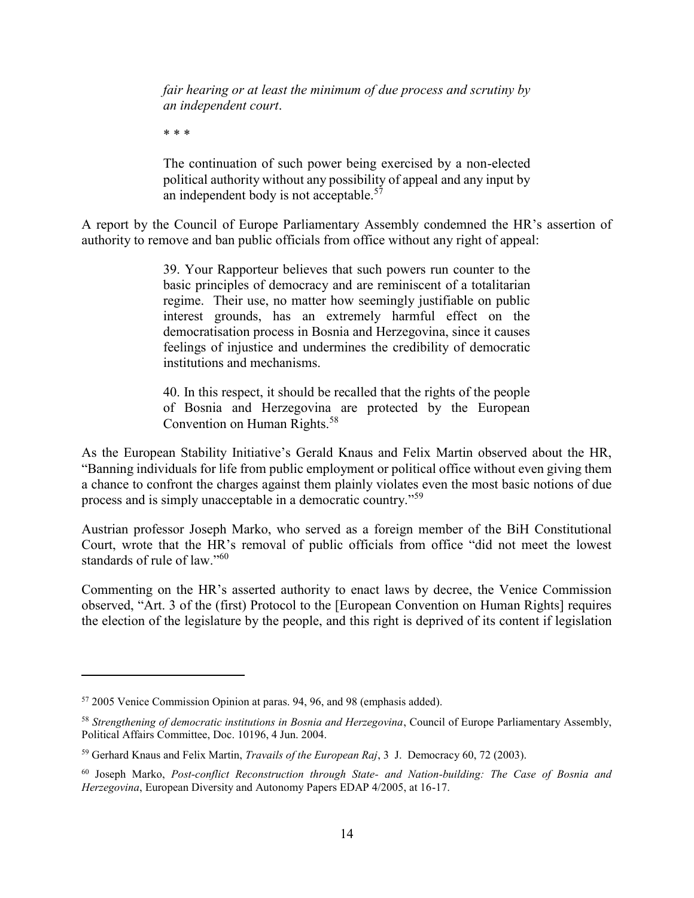> *fair hearing or at least the minimum of due process and scrutiny by an independent court*.
>
> * * *
>
> The continuation of such power being exercised by a non-elected political authority without any possibility of appeal and any input by an independent body is not acceptable.[57]

A report by the Council of Europe Parliamentary Assembly condemned the HR's assertion of authority to remove and ban public officials from office without any right of appeal:

> 39. Your Rapporteur believes that such powers run counter to the basic principles of democracy and are reminiscent of a totalitarian regime. Their use, no matter how seemingly justifiable on public interest grounds, has an extremely harmful effect on the democratisation process in Bosnia and Herzegovina, since it causes feelings of injustice and undermines the credibility of democratic institutions and mechanisms.
>
> 40. In this respect, it should be recalled that the rights of the people of Bosnia and Herzegovina are protected by the European Convention on Human Rights.[58]

As the European Stability Initiative's Gerald Knaus and Felix Martin observed about the HR, "Banning individuals for life from public employment or political office without even giving them a chance to confront the charges against them plainly violates even the most basic notions of due process and is simply unacceptable in a democratic country."[59]

Austrian professor Joseph Marko, who served as a foreign member of the BiH Constitutional Court, wrote that the HR's removal of public officials from office "did not meet the lowest standards of rule of law."[60]

Commenting on the HR's asserted authority to enact laws by decree, the Venice Commission observed, "Art. 3 of the (first) Protocol to the [European Convention on Human Rights] requires the election of the legislature by the people, and this right is deprived of its content if legislation

---

[57] 2005 Venice Commission Opinion at paras. 94, 96, and 98 (emphasis added).

[58] *Strengthening of democratic institutions in Bosnia and Herzegovina*, Council of Europe Parliamentary Assembly, Political Affairs Committee, Doc. 10196, 4 Jun. 2004.

[59] Gerhard Knaus and Felix Martin, *Travails of the European Raj*, 3 J. Democracy 60, 72 (2003).

[60] Joseph Marko, *Post-conflict Reconstruction through State- and Nation-building: The Case of Bosnia and Herzegovina*, European Diversity and Autonomy Papers EDAP 4/2005, at 16-17.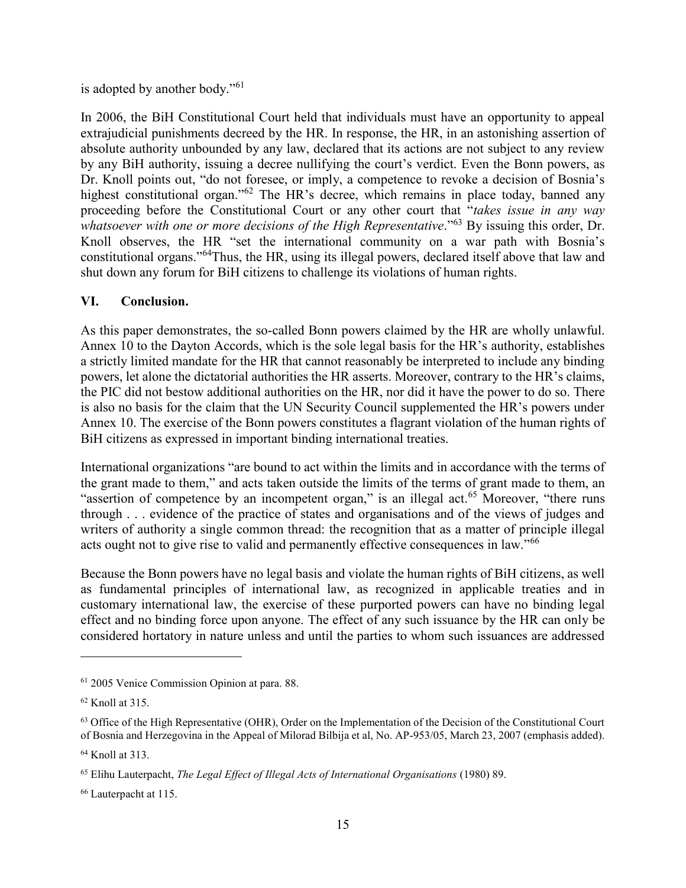is adopted by another body."[61]

In 2006, the BiH Constitutional Court held that individuals must have an opportunity to appeal extrajudicial punishments decreed by the HR. In response, the HR, in an astonishing assertion of absolute authority unbounded by any law, declared that its actions are not subject to any review by any BiH authority, issuing a decree nullifying the court's verdict. Even the Bonn powers, as Dr. Knoll points out, "do not foresee, or imply, a competence to revoke a decision of Bosnia's highest constitutional organ."[62] The HR's decree, which remains in place today, banned any proceeding before the Constitutional Court or any other court that "*takes issue in any way whatsoever with one or more decisions of the High Representative*."[63] By issuing this order, Dr. Knoll observes, the HR "set the international community on a war path with Bosnia's constitutional organs."[64]Thus, the HR, using its illegal powers, declared itself above that law and shut down any forum for BiH citizens to challenge its violations of human rights.

## VI. Conclusion.

As this paper demonstrates, the so-called Bonn powers claimed by the HR are wholly unlawful. Annex 10 to the Dayton Accords, which is the sole legal basis for the HR's authority, establishes a strictly limited mandate for the HR that cannot reasonably be interpreted to include any binding powers, let alone the dictatorial authorities the HR asserts. Moreover, contrary to the HR's claims, the PIC did not bestow additional authorities on the HR, nor did it have the power to do so. There is also no basis for the claim that the UN Security Council supplemented the HR's powers under Annex 10. The exercise of the Bonn powers constitutes a flagrant violation of the human rights of BiH citizens as expressed in important binding international treaties.

International organizations "are bound to act within the limits and in accordance with the terms of the grant made to them," and acts taken outside the limits of the terms of grant made to them, an "assertion of competence by an incompetent organ," is an illegal act.[65] Moreover, "there runs through . . . evidence of the practice of states and organisations and of the views of judges and writers of authority a single common thread: the recognition that as a matter of principle illegal acts ought not to give rise to valid and permanently effective consequences in law."[66]

Because the Bonn powers have no legal basis and violate the human rights of BiH citizens, as well as fundamental principles of international law, as recognized in applicable treaties and in customary international law, the exercise of these purported powers can have no binding legal effect and no binding force upon anyone. The effect of any such issuance by the HR can only be considered hortatory in nature unless and until the parties to whom such issuances are addressed

---

[61] 2005 Venice Commission Opinion at para. 88.

[62] Knoll at 315.

[63] Office of the High Representative (OHR), Order on the Implementation of the Decision of the Constitutional Court of Bosnia and Herzegovina in the Appeal of Milorad Bilbija et al, No. AP-953/05, March 23, 2007 (emphasis added).

[64] Knoll at 313.

[65] Elihu Lauterpacht, *The Legal Effect of Illegal Acts of International Organisations* (1980) 89.

[66] Lauterpacht at 115.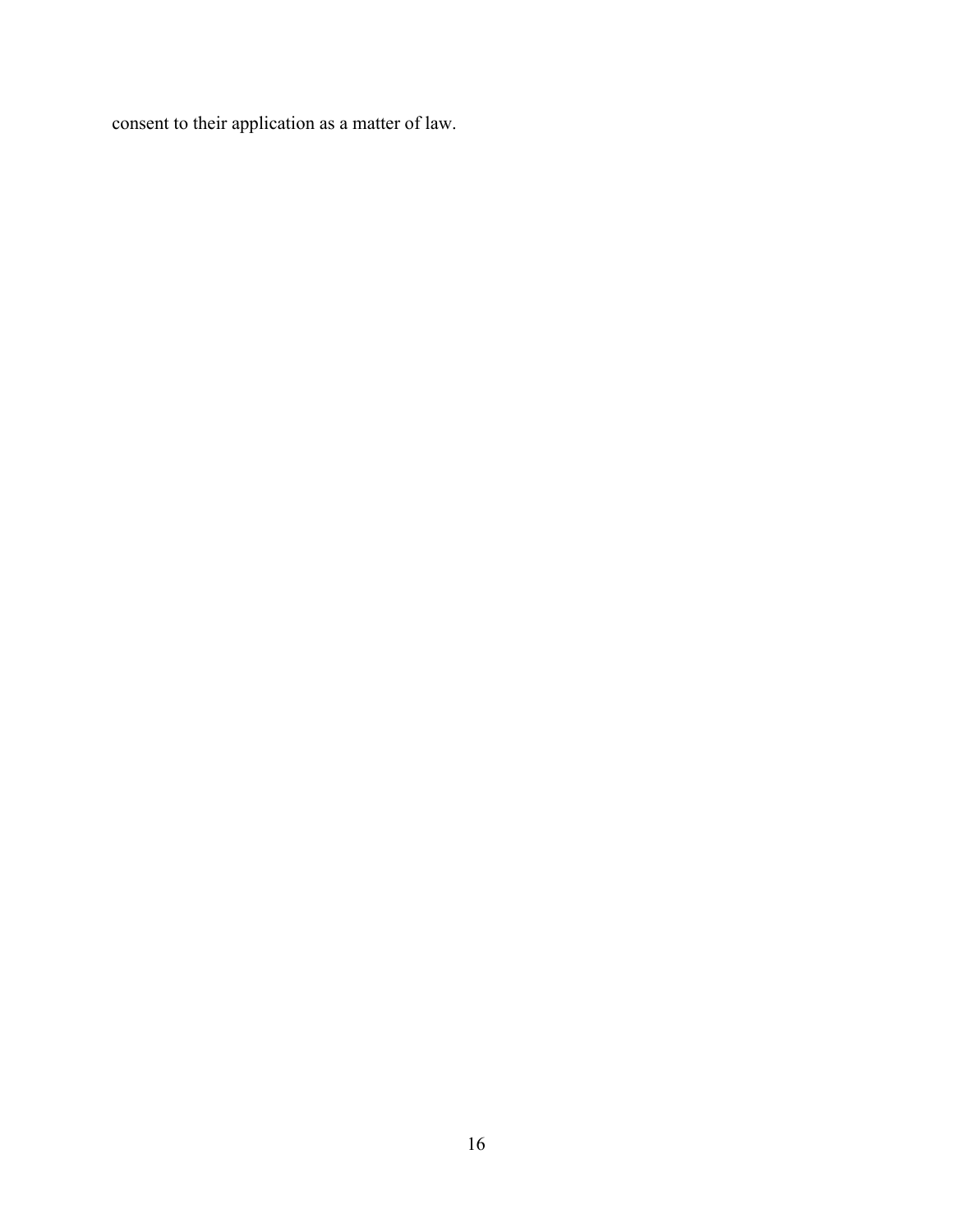consent to their application as a matter of law.